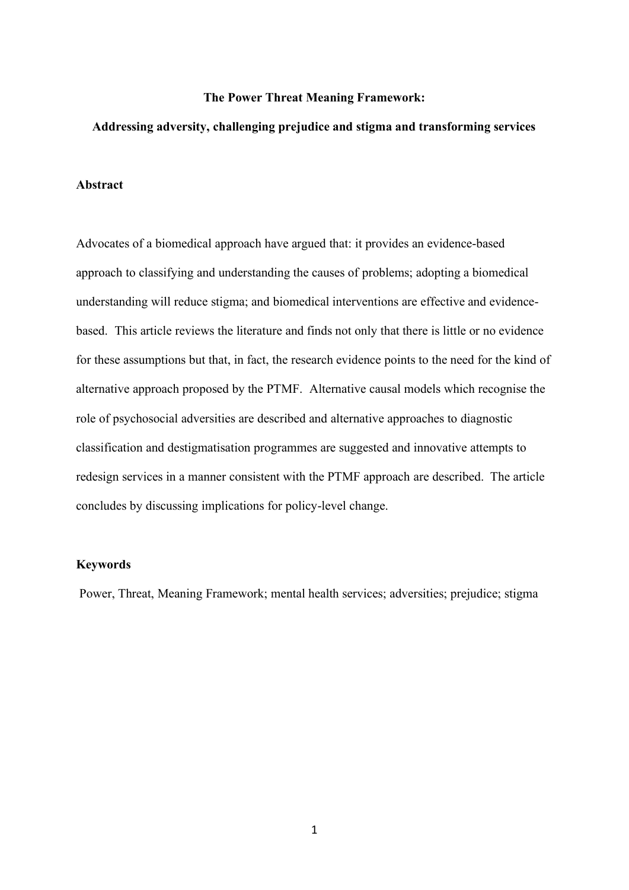# The Power Threat Meaning Framework:

## Addressing adversity, challenging prejudice and stigma and transforming services

### Abstract

Advocates of a biomedical approach have argued that: it provides an evidence-based approach to classifying and understanding the causes of problems; adopting a biomedical understanding will reduce stigma; and biomedical interventions are effective and evidence-based. This article reviews the literature and finds not only that there is little or no evidence for these assumptions but that, in fact, the research evidence points to the need for the kind of alternative approach proposed by the PTMF. Alternative causal models which recognise the role of psychosocial adversities are described and alternative approaches to diagnostic classification and destigmatisation programmes are suggested and innovative attempts to redesign services in a manner consistent with the PTMF approach are described. The article concludes by discussing implications for policy-level change.

### Keywords

Power, Threat, Meaning Framework; mental health services; adversities; prejudice; stigma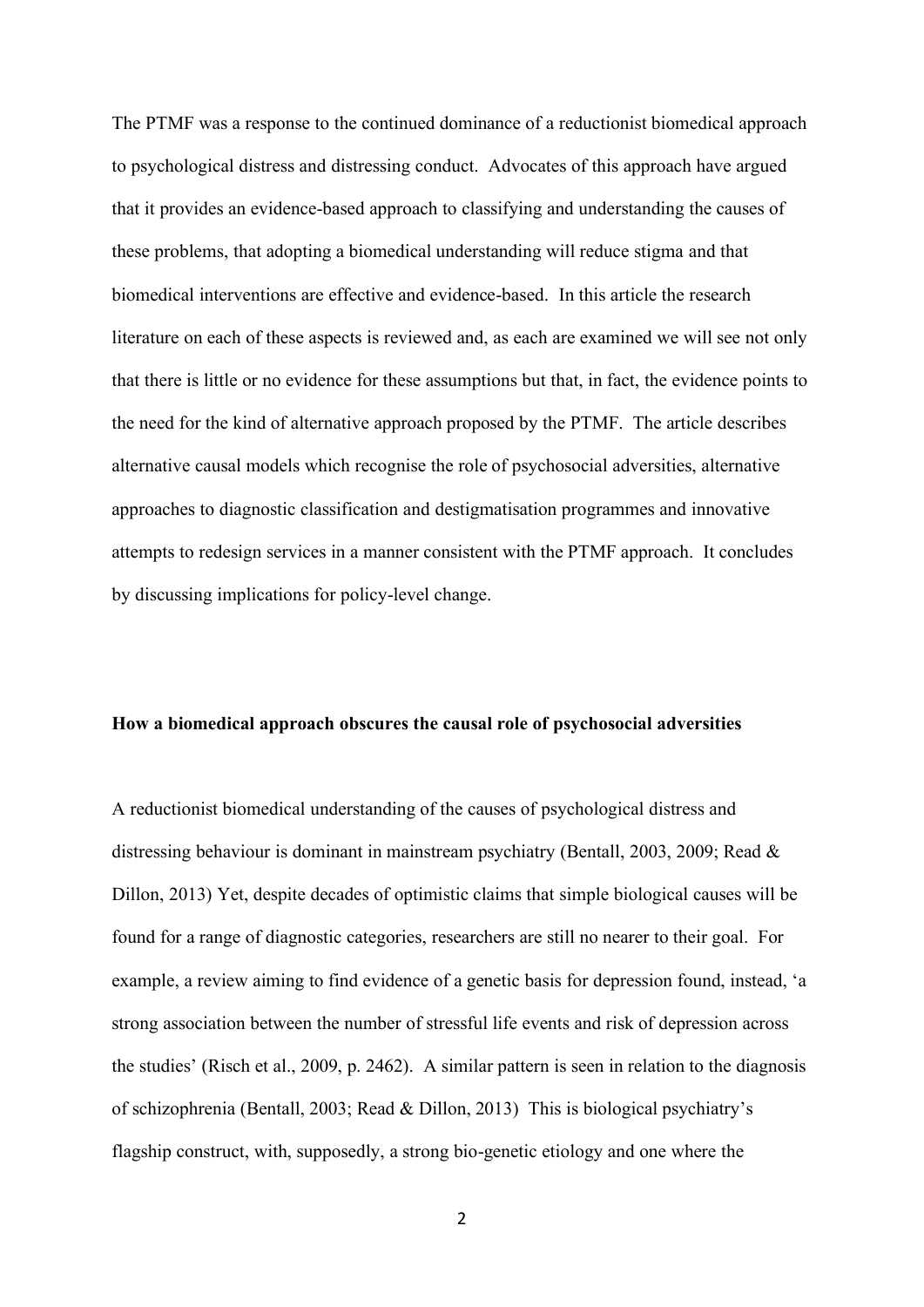The PTMF was a response to the continued dominance of a reductionist biomedical approach to psychological distress and distressing conduct. Advocates of this approach have argued that it provides an evidence-based approach to classifying and understanding the causes of these problems, that adopting a biomedical understanding will reduce stigma and that biomedical interventions are effective and evidence-based. In this article the research literature on each of these aspects is reviewed and, as each are examined we will see not only that there is little or no evidence for these assumptions but that, in fact, the evidence points to the need for the kind of alternative approach proposed by the PTMF. The article describes alternative causal models which recognise the role of psychosocial adversities, alternative approaches to diagnostic classification and destigmatisation programmes and innovative attempts to redesign services in a manner consistent with the PTMF approach. It concludes by discussing implications for policy-level change.

**How a biomedical approach obscures the causal role of psychosocial adversities**

A reductionist biomedical understanding of the causes of psychological distress and distressing behaviour is dominant in mainstream psychiatry (Bentall, 2003, 2009; Read & Dillon, 2013) Yet, despite decades of optimistic claims that simple biological causes will be found for a range of diagnostic categories, researchers are still no nearer to their goal. For example, a review aiming to find evidence of a genetic basis for depression found, instead, 'a strong association between the number of stressful life events and risk of depression across the studies' (Risch et al., 2009, p. 2462). A similar pattern is seen in relation to the diagnosis of schizophrenia (Bentall, 2003; Read & Dillon, 2013) This is biological psychiatry's flagship construct, with, supposedly, a strong bio-genetic etiology and one where the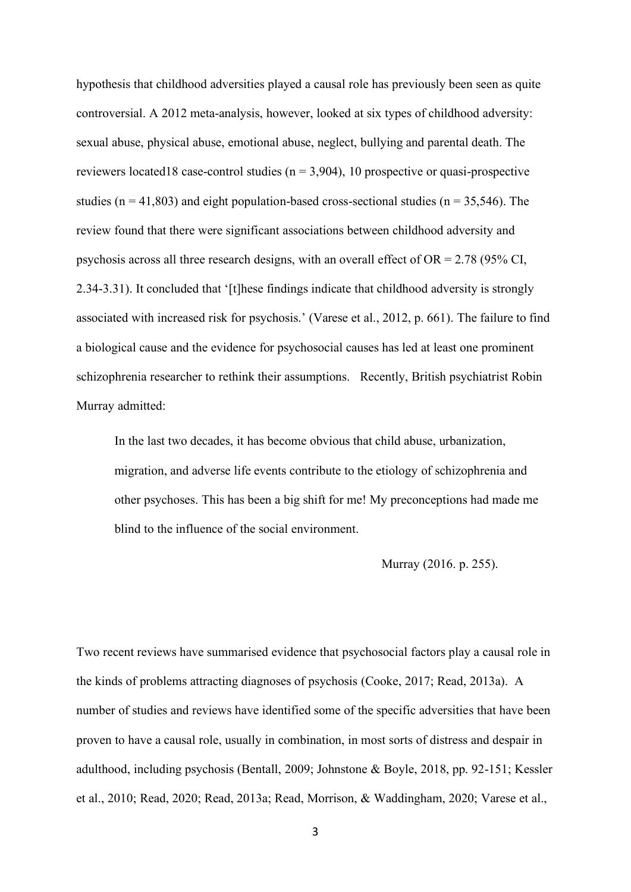hypothesis that childhood adversities played a causal role has previously been seen as quite controversial. A 2012 meta-analysis, however, looked at six types of childhood adversity: sexual abuse, physical abuse, emotional abuse, neglect, bullying and parental death. The reviewers located18 case-control studies ($n = 3,904$), 10 prospective or quasi-prospective studies ($n = 41,803$) and eight population-based cross-sectional studies ($n = 35,546$). The review found that there were significant associations between childhood adversity and psychosis across all three research designs, with an overall effect of OR = 2.78 (95% CI, 2.34-3.31). It concluded that '[t]hese findings indicate that childhood adversity is strongly associated with increased risk for psychosis.' (Varese et al., 2012, p. 661). The failure to find a biological cause and the evidence for psychosocial causes has led at least one prominent schizophrenia researcher to rethink their assumptions. Recently, British psychiatrist Robin Murray admitted:

> In the last two decades, it has become obvious that child abuse, urbanization, migration, and adverse life events contribute to the etiology of schizophrenia and other psychoses. This has been a big shift for me! My preconceptions had made me blind to the influence of the social environment.
>
> Murray (2016. p. 255).

Two recent reviews have summarised evidence that psychosocial factors play a causal role in the kinds of problems attracting diagnoses of psychosis (Cooke, 2017; Read, 2013a). A number of studies and reviews have identified some of the specific adversities that have been proven to have a causal role, usually in combination, in most sorts of distress and despair in adulthood, including psychosis (Bentall, 2009; Johnstone & Boyle, 2018, pp. 92-151; Kessler et al., 2010; Read, 2020; Read, 2013a; Read, Morrison, & Waddingham, 2020; Varese et al.,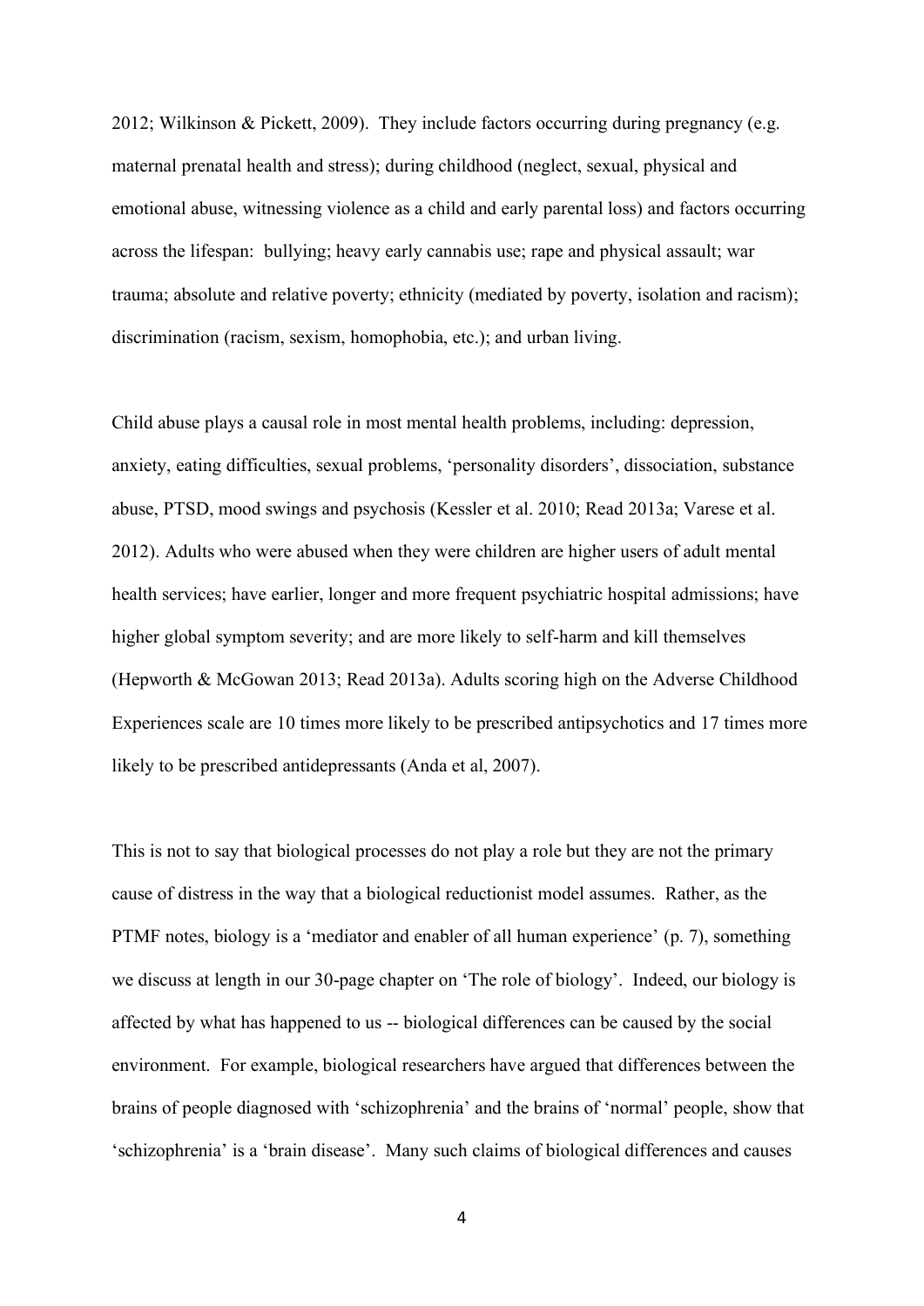2012; Wilkinson & Pickett, 2009). They include factors occurring during pregnancy (e.g. maternal prenatal health and stress); during childhood (neglect, sexual, physical and emotional abuse, witnessing violence as a child and early parental loss) and factors occurring across the lifespan: bullying; heavy early cannabis use; rape and physical assault; war trauma; absolute and relative poverty; ethnicity (mediated by poverty, isolation and racism); discrimination (racism, sexism, homophobia, etc.); and urban living.

Child abuse plays a causal role in most mental health problems, including: depression, anxiety, eating difficulties, sexual problems, 'personality disorders', dissociation, substance abuse, PTSD, mood swings and psychosis (Kessler et al. 2010; Read 2013a; Varese et al. 2012). Adults who were abused when they were children are higher users of adult mental health services; have earlier, longer and more frequent psychiatric hospital admissions; have higher global symptom severity; and are more likely to self-harm and kill themselves (Hepworth & McGowan 2013; Read 2013a). Adults scoring high on the Adverse Childhood Experiences scale are 10 times more likely to be prescribed antipsychotics and 17 times more likely to be prescribed antidepressants (Anda et al, 2007).

This is not to say that biological processes do not play a role but they are not the primary cause of distress in the way that a biological reductionist model assumes. Rather, as the PTMF notes, biology is a 'mediator and enabler of all human experience' (p. 7), something we discuss at length in our 30-page chapter on 'The role of biology'. Indeed, our biology is affected by what has happened to us -- biological differences can be caused by the social environment. For example, biological researchers have argued that differences between the brains of people diagnosed with 'schizophrenia' and the brains of 'normal' people, show that 'schizophrenia' is a 'brain disease'. Many such claims of biological differences and causes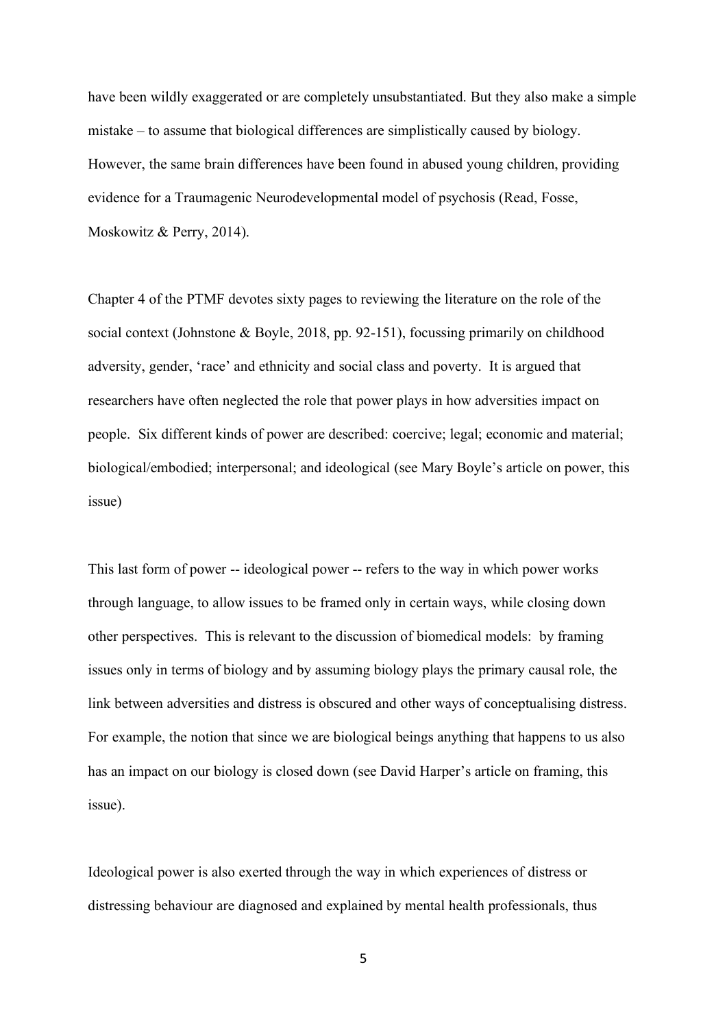have been wildly exaggerated or are completely unsubstantiated. But they also make a simple mistake – to assume that biological differences are simplistically caused by biology. However, the same brain differences have been found in abused young children, providing evidence for a Traumagenic Neurodevelopmental model of psychosis (Read, Fosse, Moskowitz & Perry, 2014).

Chapter 4 of the PTMF devotes sixty pages to reviewing the literature on the role of the social context (Johnstone & Boyle, 2018, pp. 92-151), focussing primarily on childhood adversity, gender, 'race' and ethnicity and social class and poverty. It is argued that researchers have often neglected the role that power plays in how adversities impact on people. Six different kinds of power are described: coercive; legal; economic and material; biological/embodied; interpersonal; and ideological (see Mary Boyle's article on power, this issue)

This last form of power -- ideological power -- refers to the way in which power works through language, to allow issues to be framed only in certain ways, while closing down other perspectives. This is relevant to the discussion of biomedical models: by framing issues only in terms of biology and by assuming biology plays the primary causal role, the link between adversities and distress is obscured and other ways of conceptualising distress. For example, the notion that since we are biological beings anything that happens to us also has an impact on our biology is closed down (see David Harper's article on framing, this issue).

Ideological power is also exerted through the way in which experiences of distress or distressing behaviour are diagnosed and explained by mental health professionals, thus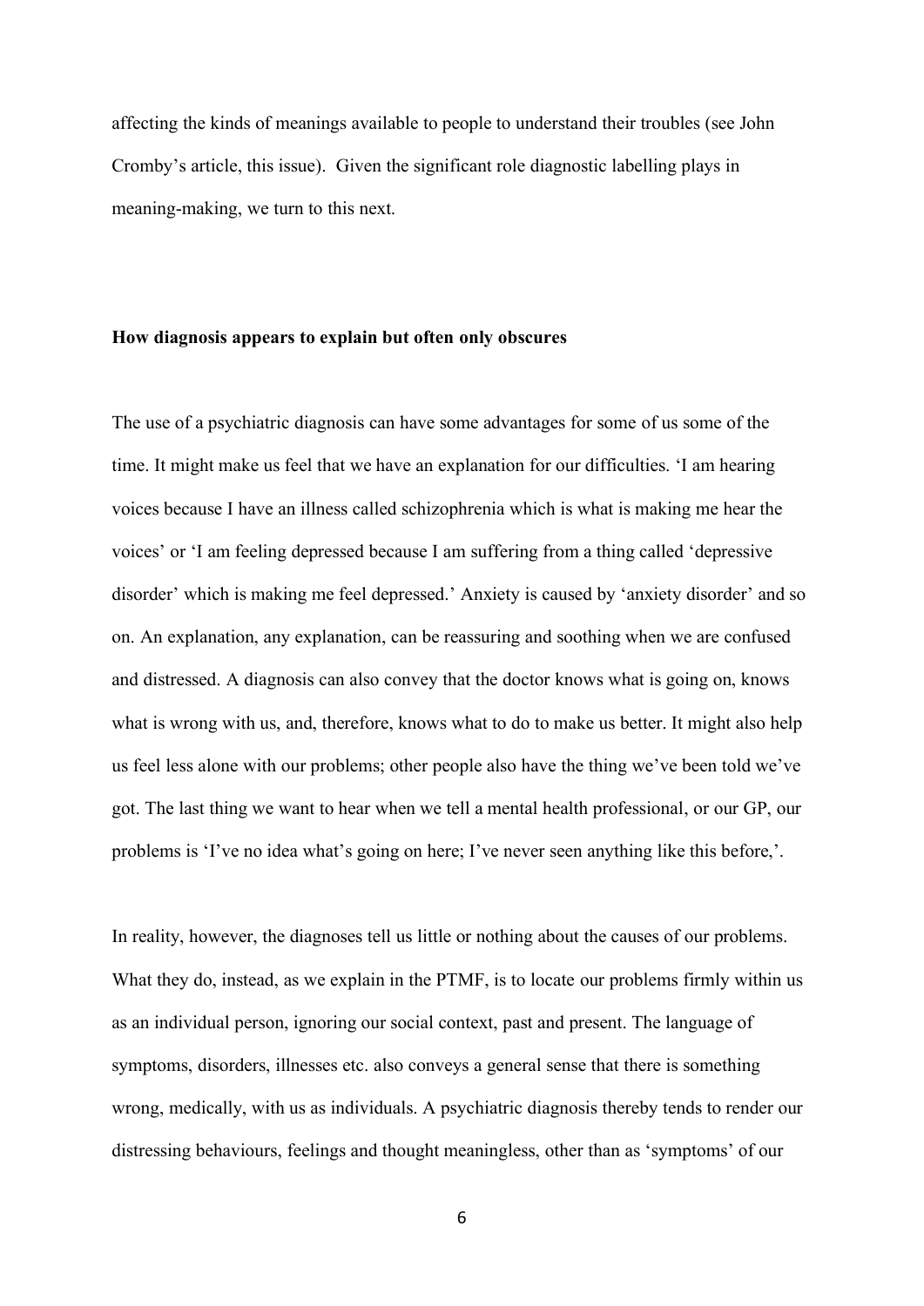affecting the kinds of meanings available to people to understand their troubles (see John Cromby's article, this issue). Given the significant role diagnostic labelling plays in meaning-making, we turn to this next.

**How diagnosis appears to explain but often only obscures**

The use of a psychiatric diagnosis can have some advantages for some of us some of the time. It might make us feel that we have an explanation for our difficulties. 'I am hearing voices because I have an illness called schizophrenia which is what is making me hear the voices' or 'I am feeling depressed because I am suffering from a thing called 'depressive disorder' which is making me feel depressed.' Anxiety is caused by 'anxiety disorder' and so on. An explanation, any explanation, can be reassuring and soothing when we are confused and distressed. A diagnosis can also convey that the doctor knows what is going on, knows what is wrong with us, and, therefore, knows what to do to make us better. It might also help us feel less alone with our problems; other people also have the thing we've been told we've got. The last thing we want to hear when we tell a mental health professional, or our GP, our problems is 'I've no idea what's going on here; I've never seen anything like this before,'.

In reality, however, the diagnoses tell us little or nothing about the causes of our problems. What they do, instead, as we explain in the PTMF, is to locate our problems firmly within us as an individual person, ignoring our social context, past and present. The language of symptoms, disorders, illnesses etc. also conveys a general sense that there is something wrong, medically, with us as individuals. A psychiatric diagnosis thereby tends to render our distressing behaviours, feelings and thought meaningless, other than as 'symptoms' of our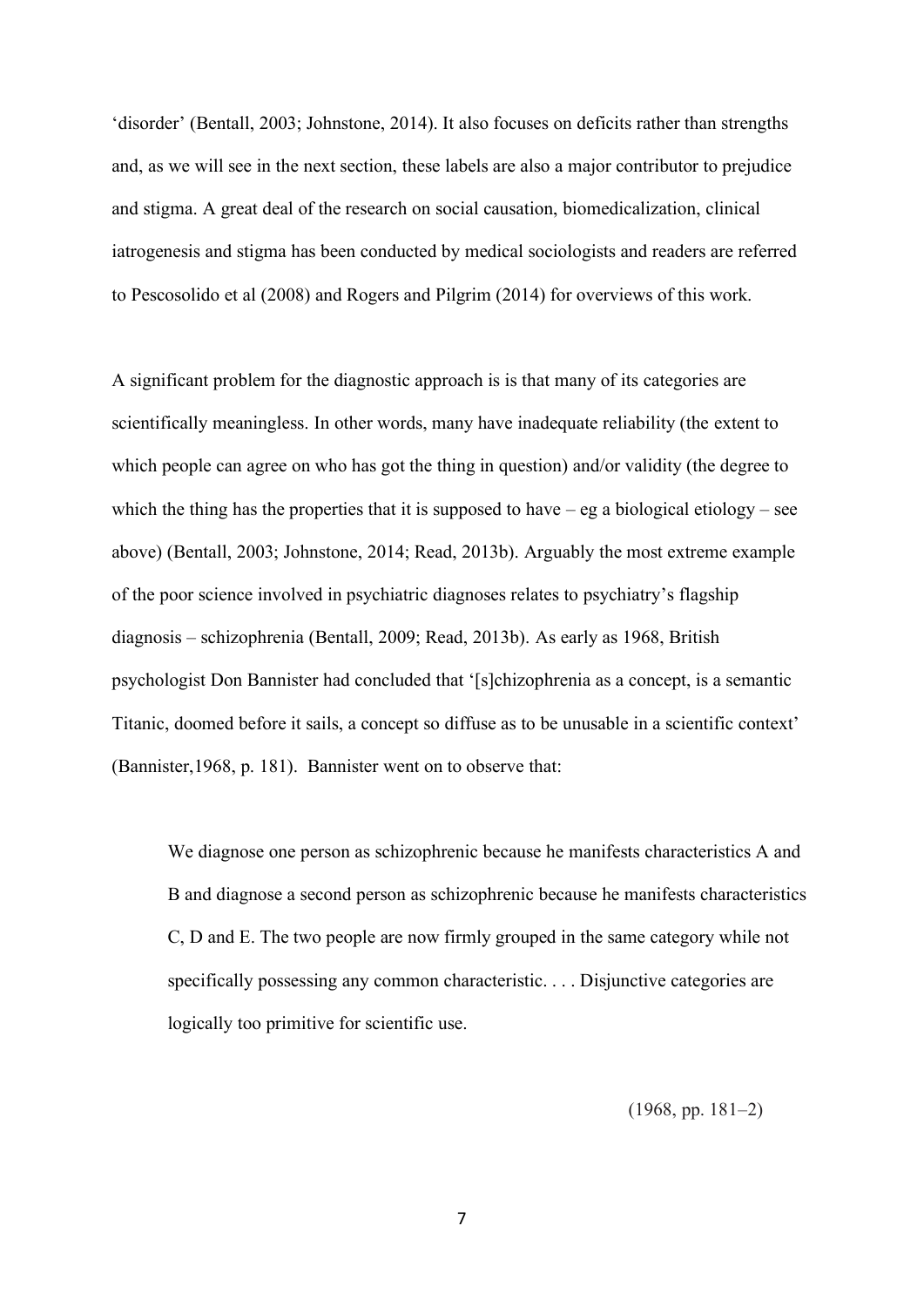'disorder' (Bentall, 2003; Johnstone, 2014). It also focuses on deficits rather than strengths and, as we will see in the next section, these labels are also a major contributor to prejudice and stigma. A great deal of the research on social causation, biomedicalization, clinical iatrogenesis and stigma has been conducted by medical sociologists and readers are referred to Pescosolido et al (2008) and Rogers and Pilgrim (2014) for overviews of this work.

A significant problem for the diagnostic approach is is that many of its categories are scientifically meaningless. In other words, many have inadequate reliability (the extent to which people can agree on who has got the thing in question) and/or validity (the degree to which the thing has the properties that it is supposed to have – eg a biological etiology – see above) (Bentall, 2003; Johnstone, 2014; Read, 2013b). Arguably the most extreme example of the poor science involved in psychiatric diagnoses relates to psychiatry's flagship diagnosis – schizophrenia (Bentall, 2009; Read, 2013b). As early as 1968, British psychologist Don Bannister had concluded that '[s]chizophrenia as a concept, is a semantic Titanic, doomed before it sails, a concept so diffuse as to be unusable in a scientific context' (Bannister,1968, p. 181). Bannister went on to observe that:

> We diagnose one person as schizophrenic because he manifests characteristics A and B and diagnose a second person as schizophrenic because he manifests characteristics C, D and E. The two people are now firmly grouped in the same category while not specifically possessing any common characteristic. . . . Disjunctive categories are logically too primitive for scientific use.
>
> (1968, pp. 181–2)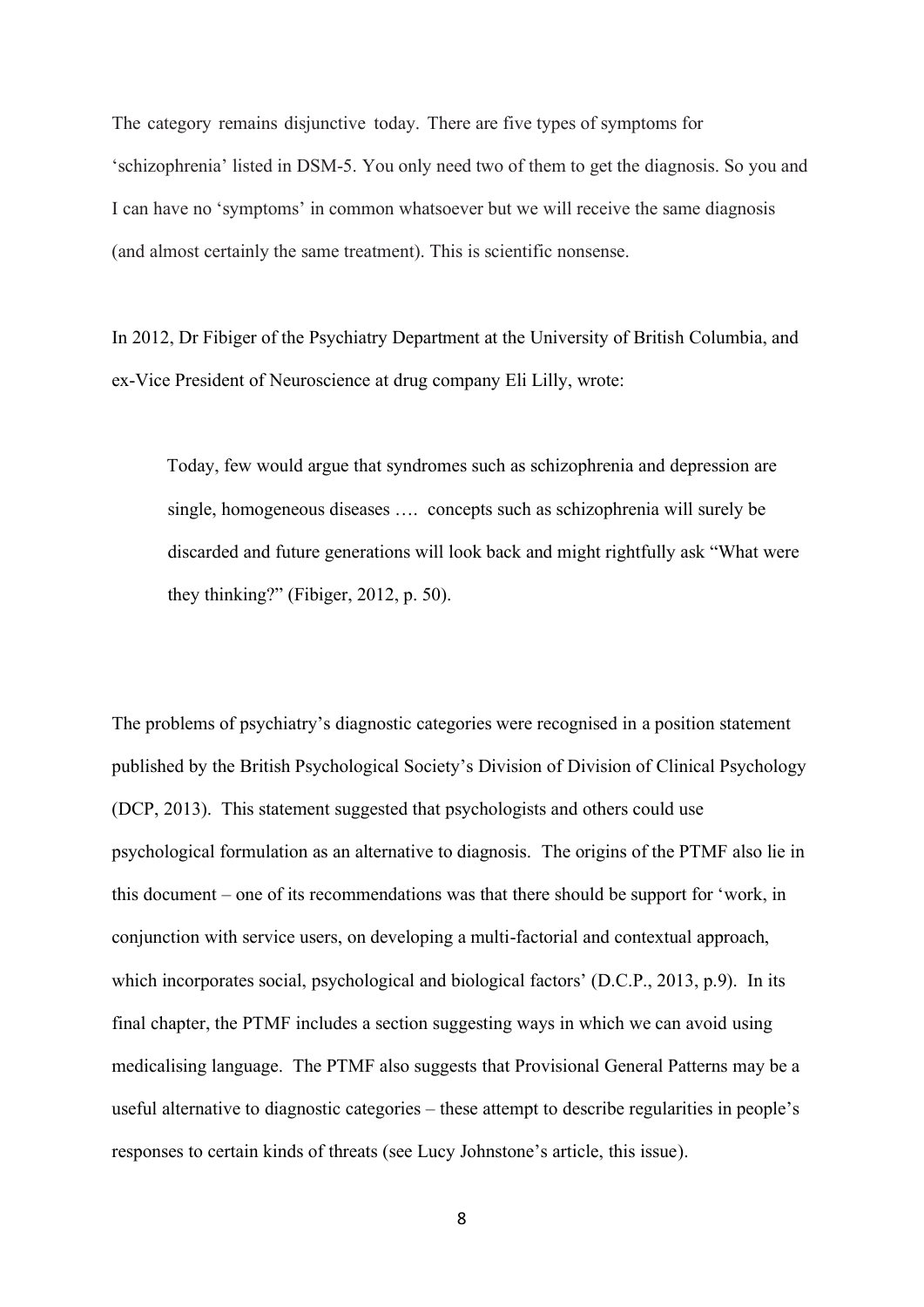The category remains disjunctive today. There are five types of symptoms for 'schizophrenia' listed in DSM-5. You only need two of them to get the diagnosis. So you and I can have no 'symptoms' in common whatsoever but we will receive the same diagnosis (and almost certainly the same treatment). This is scientific nonsense.

In 2012, Dr Fibiger of the Psychiatry Department at the University of British Columbia, and ex-Vice President of Neuroscience at drug company Eli Lilly, wrote:

> Today, few would argue that syndromes such as schizophrenia and depression are single, homogeneous diseases …. concepts such as schizophrenia will surely be discarded and future generations will look back and might rightfully ask "What were they thinking?" (Fibiger, 2012, p. 50).

The problems of psychiatry's diagnostic categories were recognised in a position statement published by the British Psychological Society's Division of Division of Clinical Psychology (DCP, 2013). This statement suggested that psychologists and others could use psychological formulation as an alternative to diagnosis. The origins of the PTMF also lie in this document – one of its recommendations was that there should be support for 'work, in conjunction with service users, on developing a multi-factorial and contextual approach, which incorporates social, psychological and biological factors' (D.C.P., 2013, p.9). In its final chapter, the PTMF includes a section suggesting ways in which we can avoid using medicalising language. The PTMF also suggests that Provisional General Patterns may be a useful alternative to diagnostic categories – these attempt to describe regularities in people's responses to certain kinds of threats (see Lucy Johnstone's article, this issue).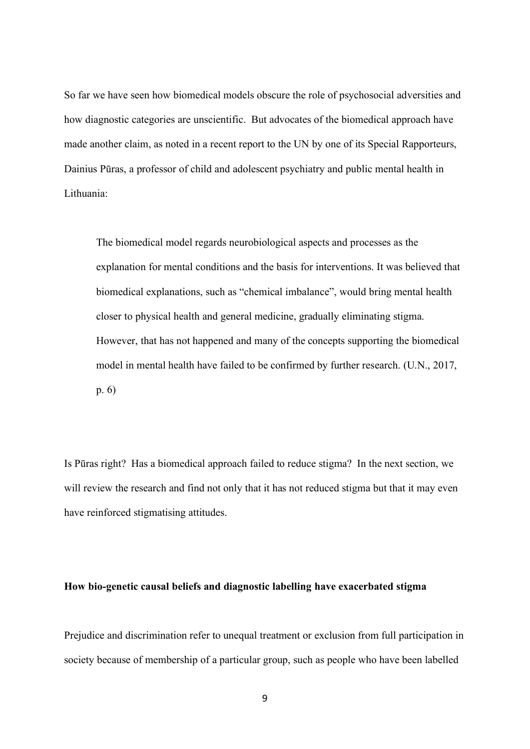So far we have seen how biomedical models obscure the role of psychosocial adversities and how diagnostic categories are unscientific. But advocates of the biomedical approach have made another claim, as noted in a recent report to the UN by one of its Special Rapporteurs, Dainius Pūras, a professor of child and adolescent psychiatry and public mental health in Lithuania:

> The biomedical model regards neurobiological aspects and processes as the explanation for mental conditions and the basis for interventions. It was believed that biomedical explanations, such as "chemical imbalance", would bring mental health closer to physical health and general medicine, gradually eliminating stigma. However, that has not happened and many of the concepts supporting the biomedical model in mental health have failed to be confirmed by further research. (U.N., 2017, p. 6)

Is Pūras right? Has a biomedical approach failed to reduce stigma? In the next section, we will review the research and find not only that it has not reduced stigma but that it may even have reinforced stigmatising attitudes.

**How bio-genetic causal beliefs and diagnostic labelling have exacerbated stigma**

Prejudice and discrimination refer to unequal treatment or exclusion from full participation in society because of membership of a particular group, such as people who have been labelled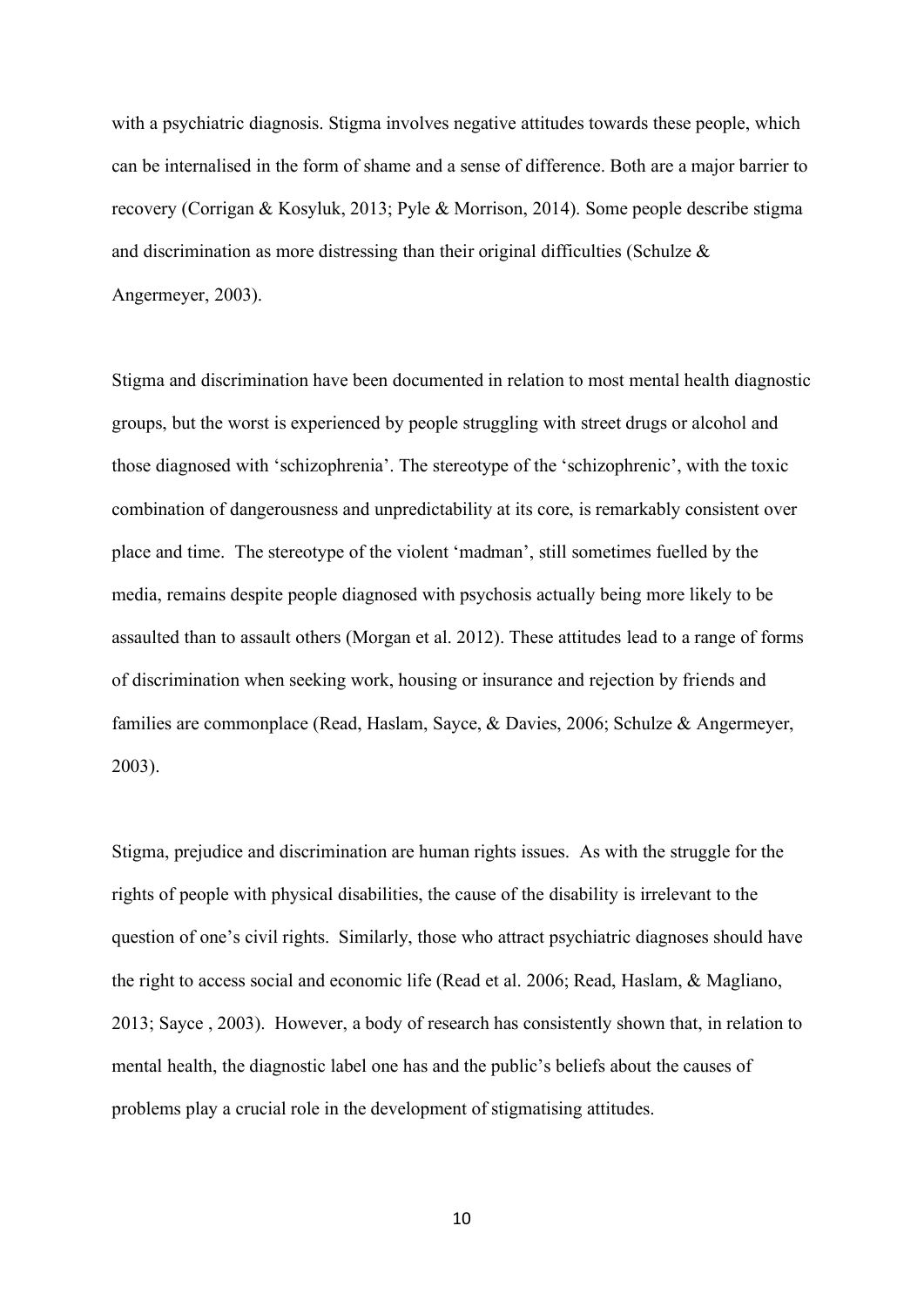with a psychiatric diagnosis. Stigma involves negative attitudes towards these people, which can be internalised in the form of shame and a sense of difference. Both are a major barrier to recovery (Corrigan & Kosyluk, 2013; Pyle & Morrison, 2014). Some people describe stigma and discrimination as more distressing than their original difficulties (Schulze & Angermeyer, 2003).

Stigma and discrimination have been documented in relation to most mental health diagnostic groups, but the worst is experienced by people struggling with street drugs or alcohol and those diagnosed with 'schizophrenia'. The stereotype of the 'schizophrenic', with the toxic combination of dangerousness and unpredictability at its core, is remarkably consistent over place and time. The stereotype of the violent 'madman', still sometimes fuelled by the media, remains despite people diagnosed with psychosis actually being more likely to be assaulted than to assault others (Morgan et al. 2012). These attitudes lead to a range of forms of discrimination when seeking work, housing or insurance and rejection by friends and families are commonplace (Read, Haslam, Sayce, & Davies, 2006; Schulze & Angermeyer, 2003).

Stigma, prejudice and discrimination are human rights issues. As with the struggle for the rights of people with physical disabilities, the cause of the disability is irrelevant to the question of one's civil rights. Similarly, those who attract psychiatric diagnoses should have the right to access social and economic life (Read et al. 2006; Read, Haslam, & Magliano, 2013; Sayce , 2003). However, a body of research has consistently shown that, in relation to mental health, the diagnostic label one has and the public's beliefs about the causes of problems play a crucial role in the development of stigmatising attitudes.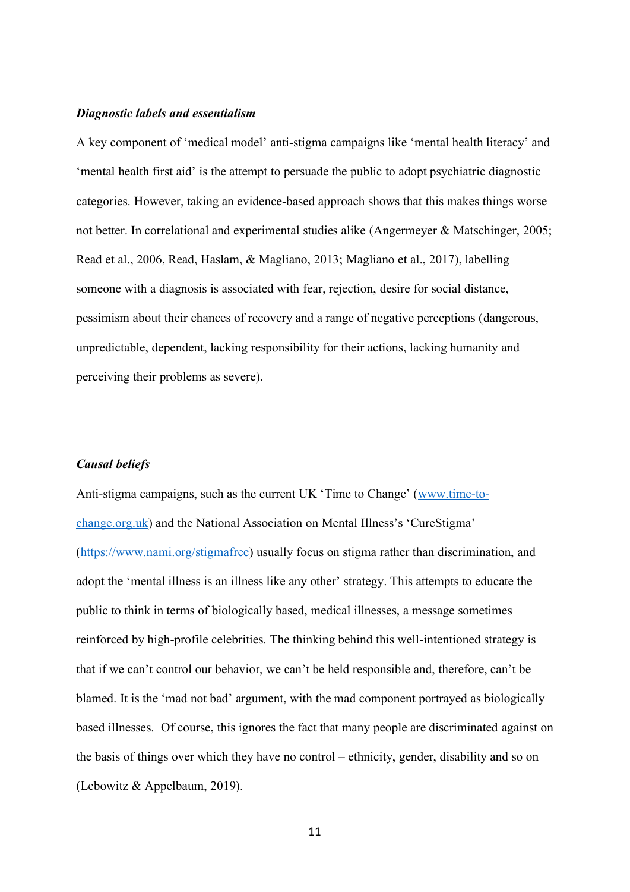### *Diagnostic labels and essentialism*

A key component of 'medical model' anti-stigma campaigns like 'mental health literacy' and 'mental health first aid' is the attempt to persuade the public to adopt psychiatric diagnostic categories. However, taking an evidence-based approach shows that this makes things worse not better. In correlational and experimental studies alike (Angermeyer & Matschinger, 2005; Read et al., 2006, Read, Haslam, & Magliano, 2013; Magliano et al., 2017), labelling someone with a diagnosis is associated with fear, rejection, desire for social distance, pessimism about their chances of recovery and a range of negative perceptions (dangerous, unpredictable, dependent, lacking responsibility for their actions, lacking humanity and perceiving their problems as severe).

### *Causal beliefs*

Anti-stigma campaigns, such as the current UK 'Time to Change' ([www.time-to-change.org.uk](www.time-to-change.org.uk)) and the National Association on Mental Illness's 'CureStigma' ([https://www.nami.org/stigmafree](https://www.nami.org/stigmafree)) usually focus on stigma rather than discrimination, and adopt the 'mental illness is an illness like any other' strategy. This attempts to educate the public to think in terms of biologically based, medical illnesses, a message sometimes reinforced by high-profile celebrities. The thinking behind this well-intentioned strategy is that if we can't control our behavior, we can't be held responsible and, therefore, can't be blamed. It is the 'mad not bad' argument, with the mad component portrayed as biologically based illnesses. Of course, this ignores the fact that many people are discriminated against on the basis of things over which they have no control – ethnicity, gender, disability and so on (Lebowitz & Appelbaum, 2019).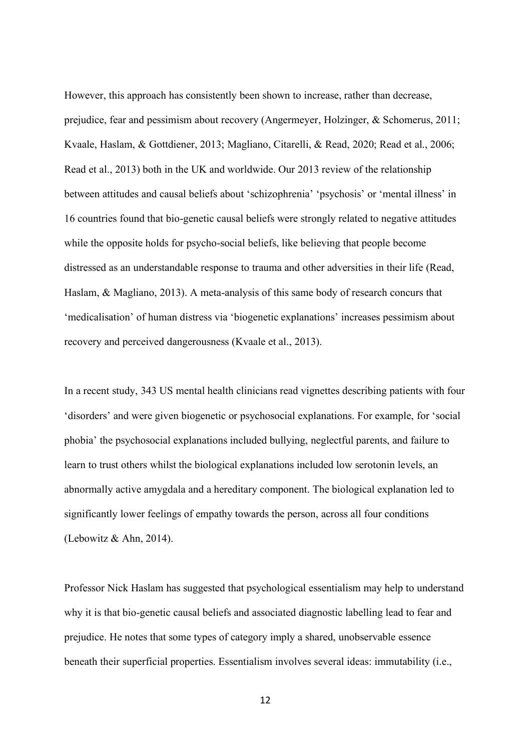However, this approach has consistently been shown to increase, rather than decrease, prejudice, fear and pessimism about recovery (Angermeyer, Holzinger, & Schomerus, 2011; Kvaale, Haslam, & Gottdiener, 2013; Magliano, Citarelli, & Read, 2020; Read et al., 2006; Read et al., 2013) both in the UK and worldwide. Our 2013 review of the relationship between attitudes and causal beliefs about 'schizophrenia' 'psychosis' or 'mental illness' in 16 countries found that bio-genetic causal beliefs were strongly related to negative attitudes while the opposite holds for psycho-social beliefs, like believing that people become distressed as an understandable response to trauma and other adversities in their life (Read, Haslam, & Magliano, 2013). A meta-analysis of this same body of research concurs that 'medicalisation' of human distress via 'biogenetic explanations' increases pessimism about recovery and perceived dangerousness (Kvaale et al., 2013).

In a recent study, 343 US mental health clinicians read vignettes describing patients with four 'disorders' and were given biogenetic or psychosocial explanations. For example, for 'social phobia' the psychosocial explanations included bullying, neglectful parents, and failure to learn to trust others whilst the biological explanations included low serotonin levels, an abnormally active amygdala and a hereditary component. The biological explanation led to significantly lower feelings of empathy towards the person, across all four conditions (Lebowitz & Ahn, 2014).

Professor Nick Haslam has suggested that psychological essentialism may help to understand why it is that bio-genetic causal beliefs and associated diagnostic labelling lead to fear and prejudice. He notes that some types of category imply a shared, unobservable essence beneath their superficial properties. Essentialism involves several ideas: immutability (i.e.,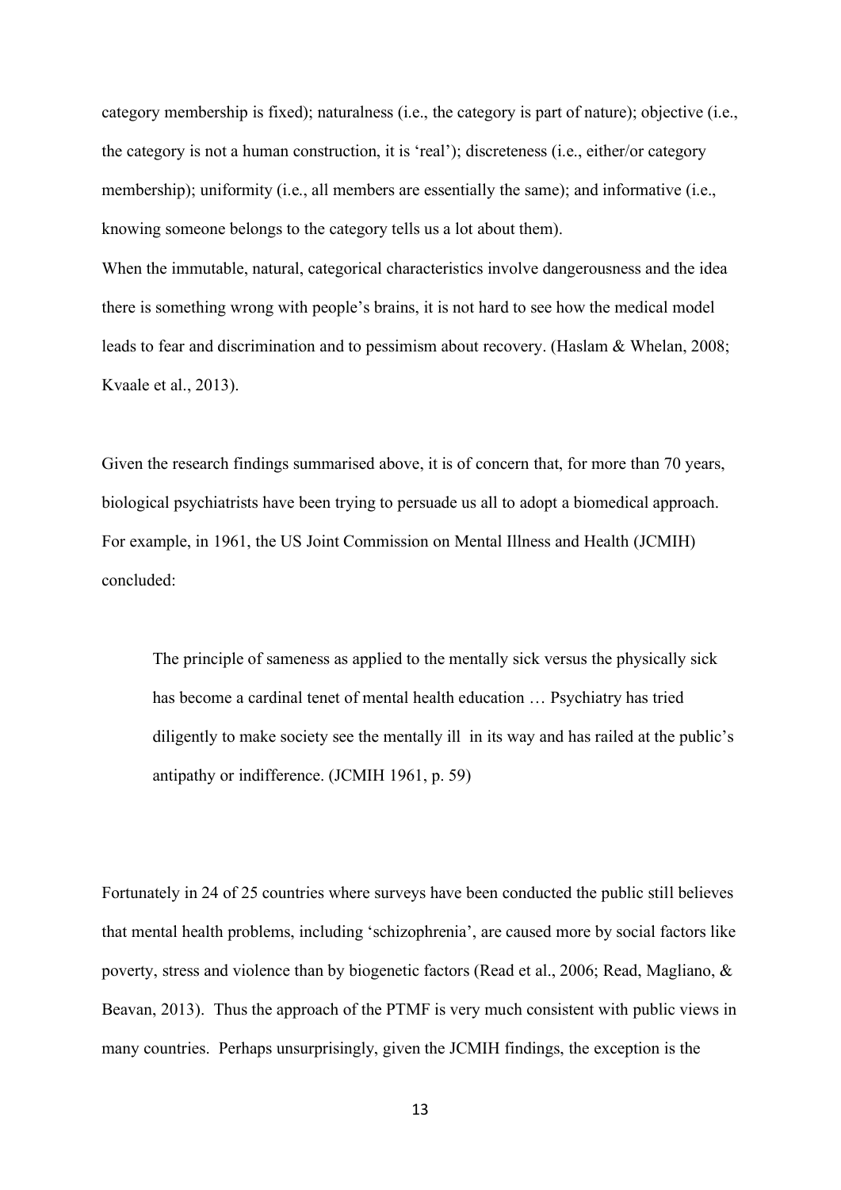category membership is fixed); naturalness (i.e., the category is part of nature); objective (i.e., the category is not a human construction, it is 'real'); discreteness (i.e., either/or category membership); uniformity (i.e., all members are essentially the same); and informative (i.e., knowing someone belongs to the category tells us a lot about them).

When the immutable, natural, categorical characteristics involve dangerousness and the idea there is something wrong with people's brains, it is not hard to see how the medical model leads to fear and discrimination and to pessimism about recovery. (Haslam & Whelan, 2008; Kvaale et al., 2013).

Given the research findings summarised above, it is of concern that, for more than 70 years, biological psychiatrists have been trying to persuade us all to adopt a biomedical approach. For example, in 1961, the US Joint Commission on Mental Illness and Health (JCMIH) concluded:

> The principle of sameness as applied to the mentally sick versus the physically sick has become a cardinal tenet of mental health education … Psychiatry has tried diligently to make society see the mentally ill in its way and has railed at the public's antipathy or indifference. (JCMIH 1961, p. 59)

Fortunately in 24 of 25 countries where surveys have been conducted the public still believes that mental health problems, including 'schizophrenia', are caused more by social factors like poverty, stress and violence than by biogenetic factors (Read et al., 2006; Read, Magliano, & Beavan, 2013). Thus the approach of the PTMF is very much consistent with public views in many countries. Perhaps unsurprisingly, given the JCMIH findings, the exception is the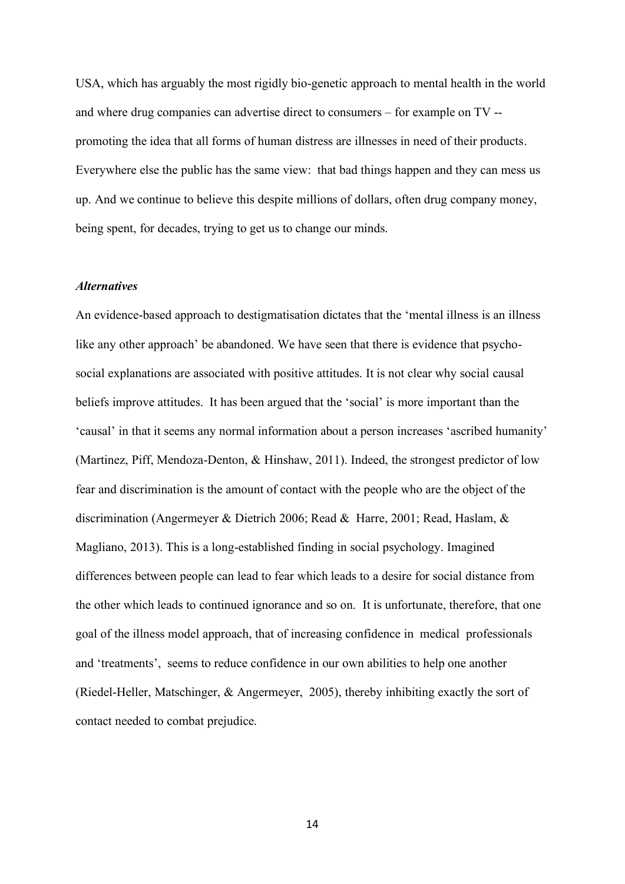USA, which has arguably the most rigidly bio-genetic approach to mental health in the world and where drug companies can advertise direct to consumers – for example on TV -- promoting the idea that all forms of human distress are illnesses in need of their products. Everywhere else the public has the same view: that bad things happen and they can mess us up. And we continue to believe this despite millions of dollars, often drug company money, being spent, for decades, trying to get us to change our minds.

***Alternatives***

An evidence-based approach to destigmatisation dictates that the 'mental illness is an illness like any other approach' be abandoned. We have seen that there is evidence that psycho-social explanations are associated with positive attitudes. It is not clear why social causal beliefs improve attitudes. It has been argued that the 'social' is more important than the 'causal' in that it seems any normal information about a person increases 'ascribed humanity' (Martinez, Piff, Mendoza-Denton, & Hinshaw, 2011). Indeed, the strongest predictor of low fear and discrimination is the amount of contact with the people who are the object of the discrimination (Angermeyer & Dietrich 2006; Read & Harre, 2001; Read, Haslam, & Magliano, 2013). This is a long-established finding in social psychology. Imagined differences between people can lead to fear which leads to a desire for social distance from the other which leads to continued ignorance and so on. It is unfortunate, therefore, that one goal of the illness model approach, that of increasing confidence in medical professionals and 'treatments', seems to reduce confidence in our own abilities to help one another (Riedel-Heller, Matschinger, & Angermeyer, 2005), thereby inhibiting exactly the sort of contact needed to combat prejudice.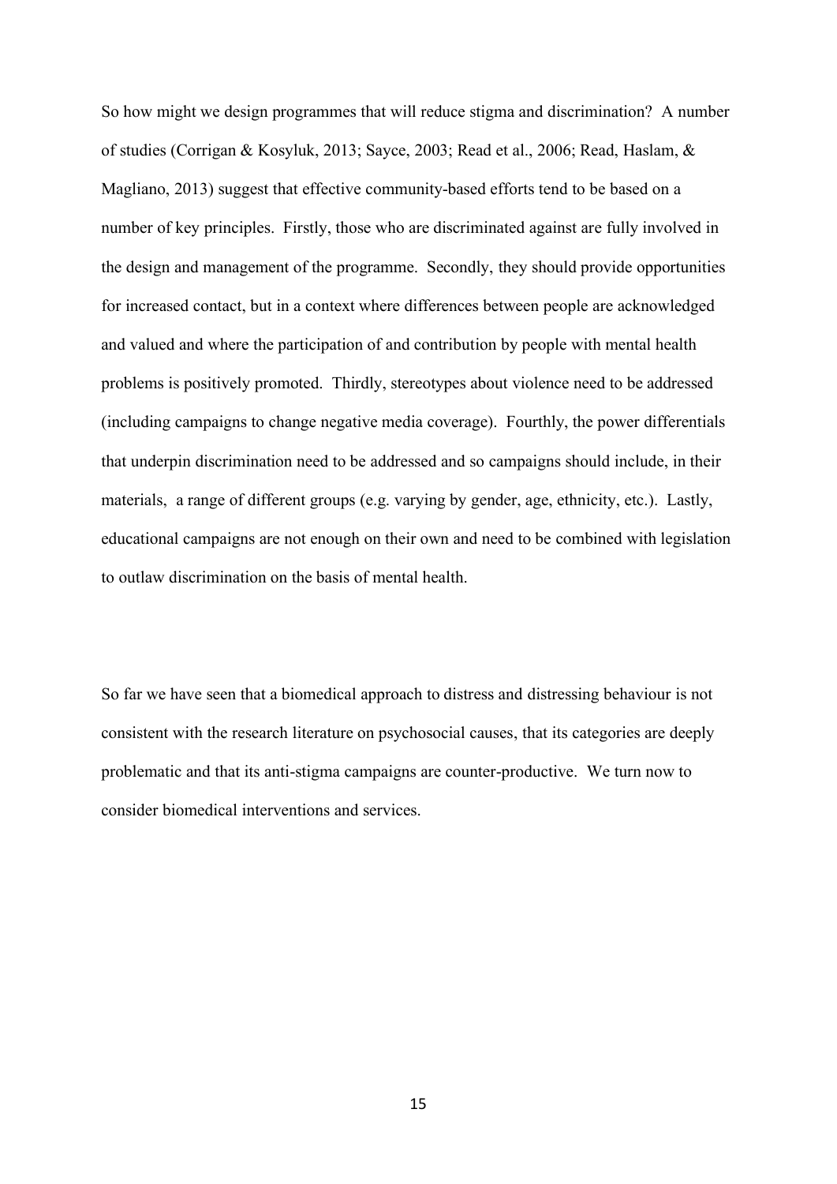So how might we design programmes that will reduce stigma and discrimination? A number of studies (Corrigan & Kosyluk, 2013; Sayce, 2003; Read et al., 2006; Read, Haslam, & Magliano, 2013) suggest that effective community-based efforts tend to be based on a number of key principles. Firstly, those who are discriminated against are fully involved in the design and management of the programme. Secondly, they should provide opportunities for increased contact, but in a context where differences between people are acknowledged and valued and where the participation of and contribution by people with mental health problems is positively promoted. Thirdly, stereotypes about violence need to be addressed (including campaigns to change negative media coverage). Fourthly, the power differentials that underpin discrimination need to be addressed and so campaigns should include, in their materials, a range of different groups (e.g. varying by gender, age, ethnicity, etc.). Lastly, educational campaigns are not enough on their own and need to be combined with legislation to outlaw discrimination on the basis of mental health.

So far we have seen that a biomedical approach to distress and distressing behaviour is not consistent with the research literature on psychosocial causes, that its categories are deeply problematic and that its anti-stigma campaigns are counter-productive. We turn now to consider biomedical interventions and services.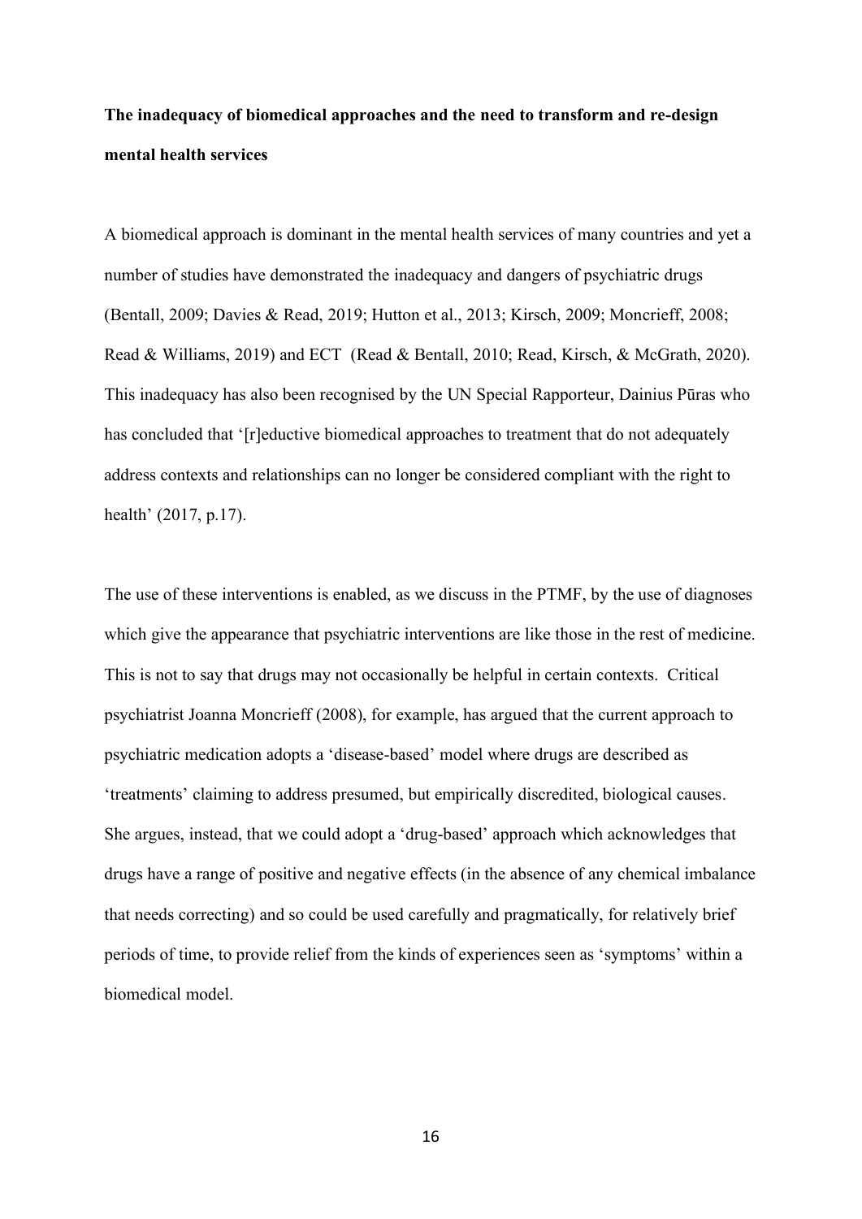**The inadequacy of biomedical approaches and the need to transform and re-design mental health services**

A biomedical approach is dominant in the mental health services of many countries and yet a number of studies have demonstrated the inadequacy and dangers of psychiatric drugs (Bentall, 2009; Davies & Read, 2019; Hutton et al., 2013; Kirsch, 2009; Moncrieff, 2008; Read & Williams, 2019) and ECT (Read & Bentall, 2010; Read, Kirsch, & McGrath, 2020). This inadequacy has also been recognised by the UN Special Rapporteur, Dainius Pūras who has concluded that '[r]eductive biomedical approaches to treatment that do not adequately address contexts and relationships can no longer be considered compliant with the right to health' (2017, p.17).

The use of these interventions is enabled, as we discuss in the PTMF, by the use of diagnoses which give the appearance that psychiatric interventions are like those in the rest of medicine. This is not to say that drugs may not occasionally be helpful in certain contexts. Critical psychiatrist Joanna Moncrieff (2008), for example, has argued that the current approach to psychiatric medication adopts a 'disease-based' model where drugs are described as 'treatments' claiming to address presumed, but empirically discredited, biological causes. She argues, instead, that we could adopt a 'drug-based' approach which acknowledges that drugs have a range of positive and negative effects (in the absence of any chemical imbalance that needs correcting) and so could be used carefully and pragmatically, for relatively brief periods of time, to provide relief from the kinds of experiences seen as 'symptoms' within a biomedical model.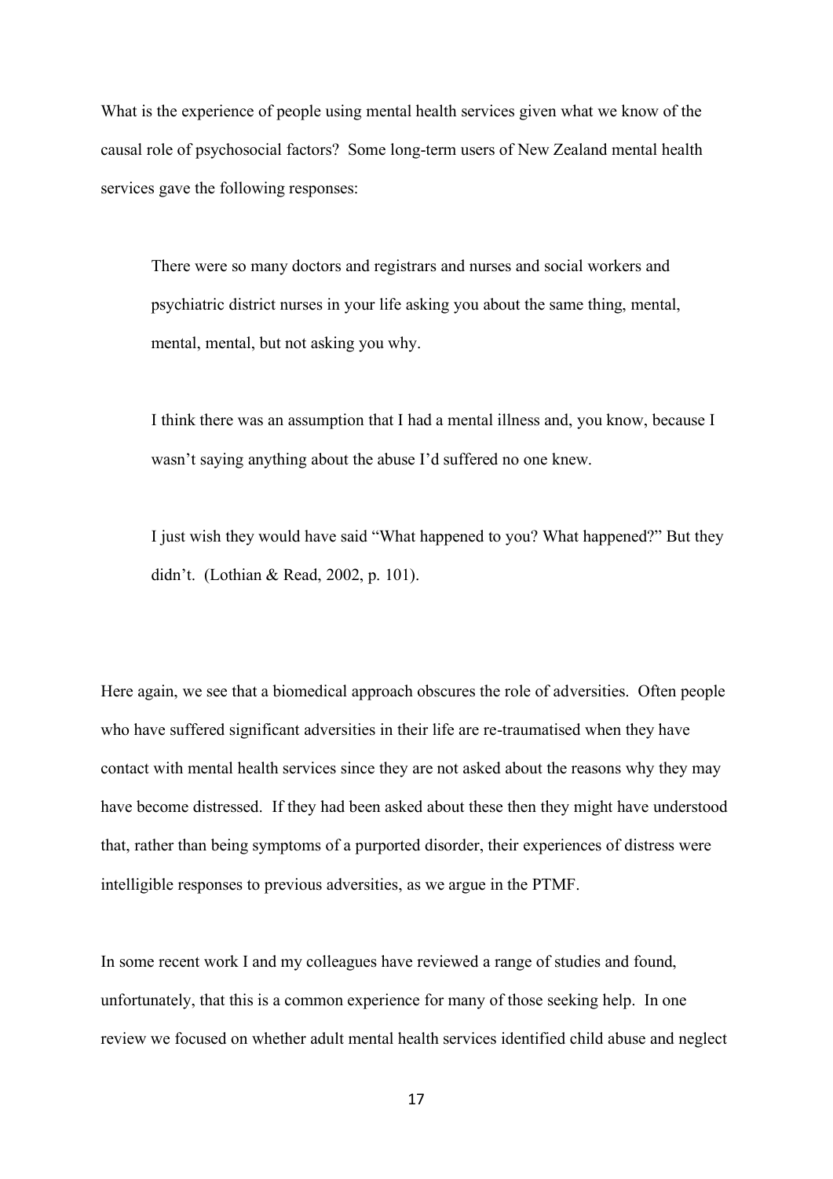What is the experience of people using mental health services given what we know of the causal role of psychosocial factors? Some long-term users of New Zealand mental health services gave the following responses:

> There were so many doctors and registrars and nurses and social workers and psychiatric district nurses in your life asking you about the same thing, mental, mental, mental, but not asking you why.
>
> I think there was an assumption that I had a mental illness and, you know, because I wasn't saying anything about the abuse I'd suffered no one knew.
>
> I just wish they would have said "What happened to you? What happened?" But they didn't. (Lothian & Read, 2002, p. 101).

Here again, we see that a biomedical approach obscures the role of adversities. Often people who have suffered significant adversities in their life are re-traumatised when they have contact with mental health services since they are not asked about the reasons why they may have become distressed. If they had been asked about these then they might have understood that, rather than being symptoms of a purported disorder, their experiences of distress were intelligible responses to previous adversities, as we argue in the PTMF.

In some recent work I and my colleagues have reviewed a range of studies and found, unfortunately, that this is a common experience for many of those seeking help. In one review we focused on whether adult mental health services identified child abuse and neglect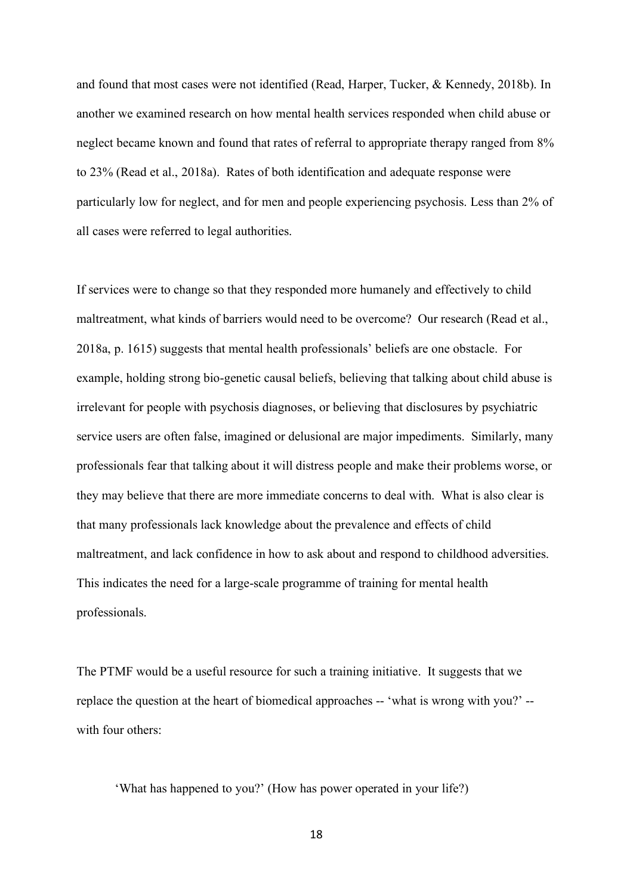and found that most cases were not identified (Read, Harper, Tucker, & Kennedy, 2018b). In another we examined research on how mental health services responded when child abuse or neglect became known and found that rates of referral to appropriate therapy ranged from 8% to 23% (Read et al., 2018a). Rates of both identification and adequate response were particularly low for neglect, and for men and people experiencing psychosis. Less than 2% of all cases were referred to legal authorities.

If services were to change so that they responded more humanely and effectively to child maltreatment, what kinds of barriers would need to be overcome? Our research (Read et al., 2018a, p. 1615) suggests that mental health professionals' beliefs are one obstacle. For example, holding strong bio-genetic causal beliefs, believing that talking about child abuse is irrelevant for people with psychosis diagnoses, or believing that disclosures by psychiatric service users are often false, imagined or delusional are major impediments. Similarly, many professionals fear that talking about it will distress people and make their problems worse, or they may believe that there are more immediate concerns to deal with. What is also clear is that many professionals lack knowledge about the prevalence and effects of child maltreatment, and lack confidence in how to ask about and respond to childhood adversities. This indicates the need for a large-scale programme of training for mental health professionals.

The PTMF would be a useful resource for such a training initiative. It suggests that we replace the question at the heart of biomedical approaches -- 'what is wrong with you?' -- with four others:

> 'What has happened to you?' (How has power operated in your life?)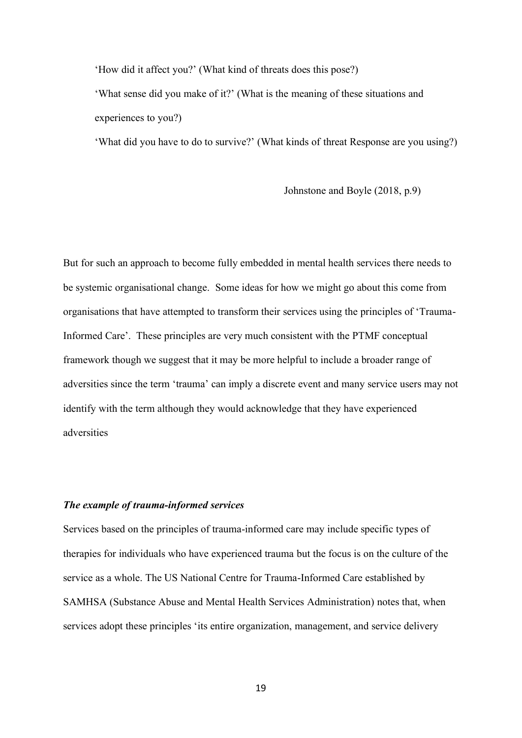'How did it affect you?' (What kind of threats does this pose?)

'What sense did you make of it?' (What is the meaning of these situations and experiences to you?)

'What did you have to do to survive?' (What kinds of threat Response are you using?)

Johnstone and Boyle (2018, p.9)

But for such an approach to become fully embedded in mental health services there needs to be systemic organisational change. Some ideas for how we might go about this come from organisations that have attempted to transform their services using the principles of 'Trauma-Informed Care'. These principles are very much consistent with the PTMF conceptual framework though we suggest that it may be more helpful to include a broader range of adversities since the term 'trauma' can imply a discrete event and many service users may not identify with the term although they would acknowledge that they have experienced adversities

***The example of trauma-informed services***

Services based on the principles of trauma-informed care may include specific types of therapies for individuals who have experienced trauma but the focus is on the culture of the service as a whole. The US National Centre for Trauma-Informed Care established by SAMHSA (Substance Abuse and Mental Health Services Administration) notes that, when services adopt these principles 'its entire organization, management, and service delivery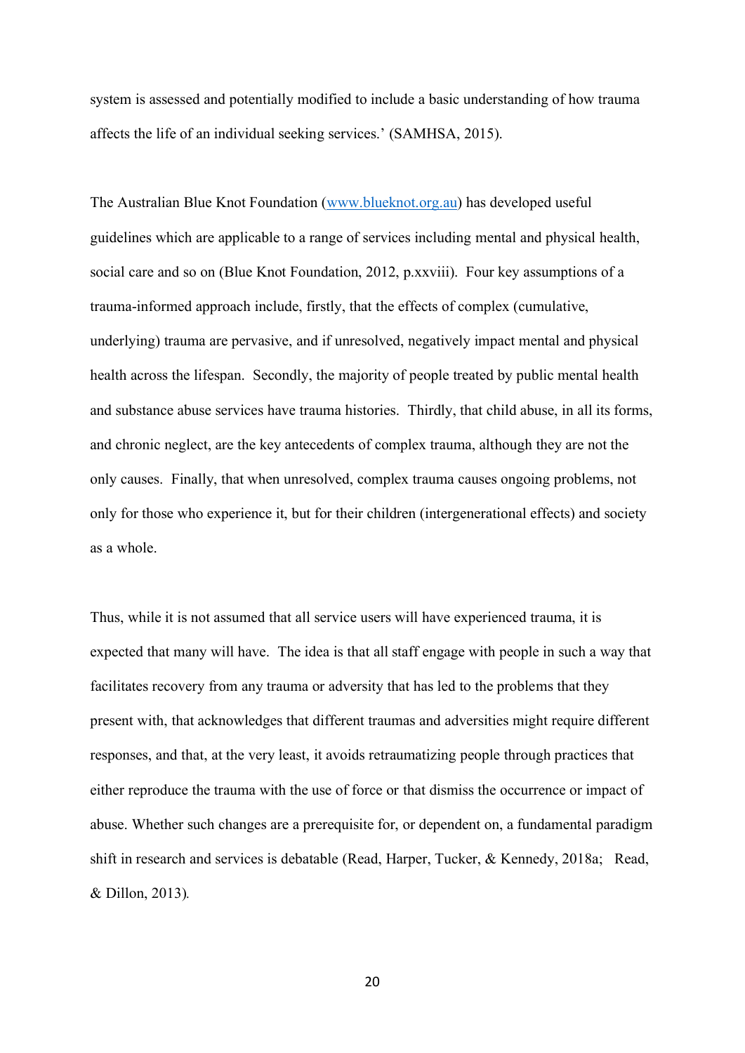system is assessed and potentially modified to include a basic understanding of how trauma affects the life of an individual seeking services.' (SAMHSA, 2015).

The Australian Blue Knot Foundation (www.blueknot.org.au) has developed useful guidelines which are applicable to a range of services including mental and physical health, social care and so on (Blue Knot Foundation, 2012, p.xxviii). Four key assumptions of a trauma-informed approach include, firstly, that the effects of complex (cumulative, underlying) trauma are pervasive, and if unresolved, negatively impact mental and physical health across the lifespan. Secondly, the majority of people treated by public mental health and substance abuse services have trauma histories. Thirdly, that child abuse, in all its forms, and chronic neglect, are the key antecedents of complex trauma, although they are not the only causes. Finally, that when unresolved, complex trauma causes ongoing problems, not only for those who experience it, but for their children (intergenerational effects) and society as a whole.

Thus, while it is not assumed that all service users will have experienced trauma, it is expected that many will have. The idea is that all staff engage with people in such a way that facilitates recovery from any trauma or adversity that has led to the problems that they present with, that acknowledges that different traumas and adversities might require different responses, and that, at the very least, it avoids retraumatizing people through practices that either reproduce the trauma with the use of force or that dismiss the occurrence or impact of abuse. Whether such changes are a prerequisite for, or dependent on, a fundamental paradigm shift in research and services is debatable (Read, Harper, Tucker, & Kennedy, 2018a; Read, & Dillon, 2013).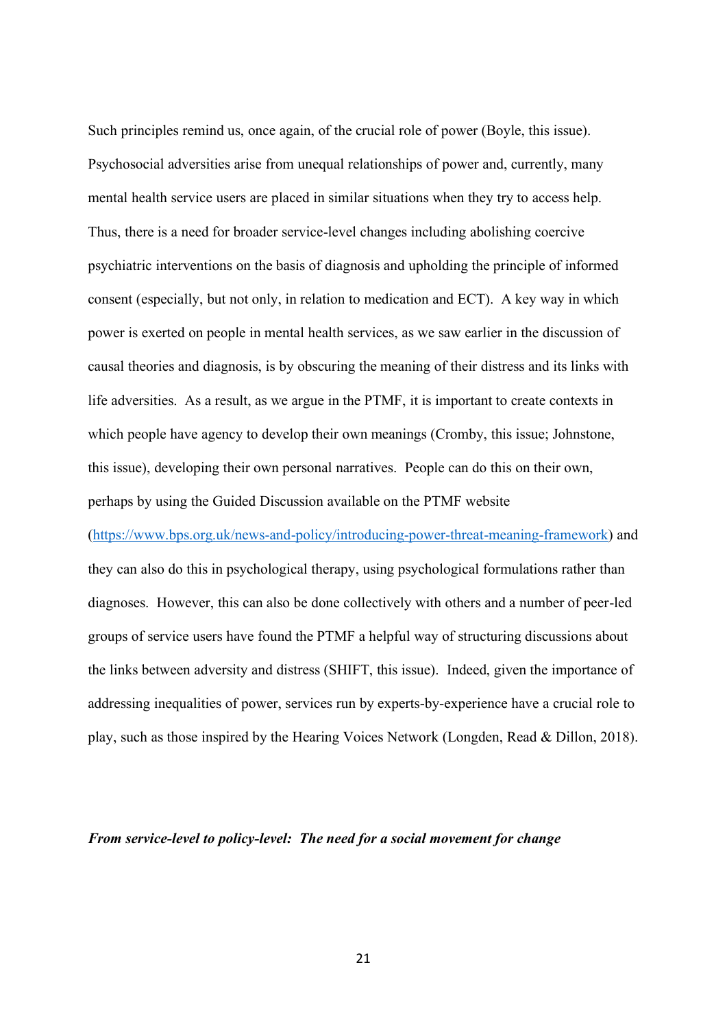Such principles remind us, once again, of the crucial role of power (Boyle, this issue). Psychosocial adversities arise from unequal relationships of power and, currently, many mental health service users are placed in similar situations when they try to access help. Thus, there is a need for broader service-level changes including abolishing coercive psychiatric interventions on the basis of diagnosis and upholding the principle of informed consent (especially, but not only, in relation to medication and ECT). A key way in which power is exerted on people in mental health services, as we saw earlier in the discussion of causal theories and diagnosis, is by obscuring the meaning of their distress and its links with life adversities. As a result, as we argue in the PTMF, it is important to create contexts in which people have agency to develop their own meanings (Cromby, this issue; Johnstone, this issue), developing their own personal narratives. People can do this on their own, perhaps by using the Guided Discussion available on the PTMF website (https://www.bps.org.uk/news-and-policy/introducing-power-threat-meaning-framework) and they can also do this in psychological therapy, using psychological formulations rather than diagnoses. However, this can also be done collectively with others and a number of peer-led groups of service users have found the PTMF a helpful way of structuring discussions about the links between adversity and distress (SHIFT, this issue). Indeed, given the importance of addressing inequalities of power, services run by experts-by-experience have a crucial role to play, such as those inspired by the Hearing Voices Network (Longden, Read & Dillon, 2018).

### *From service-level to policy-level: The need for a social movement for change*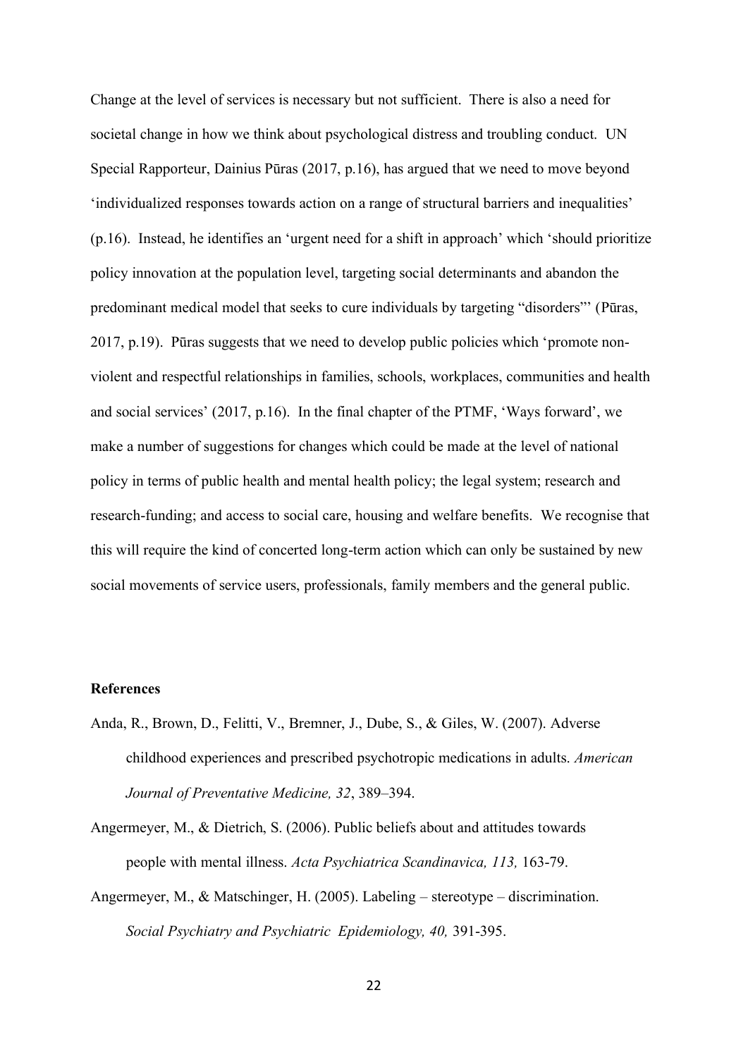Change at the level of services is necessary but not sufficient. There is also a need for societal change in how we think about psychological distress and troubling conduct. UN Special Rapporteur, Dainius Pūras (2017, p.16), has argued that we need to move beyond 'individualized responses towards action on a range of structural barriers and inequalities' (p.16). Instead, he identifies an 'urgent need for a shift in approach' which 'should prioritize policy innovation at the population level, targeting social determinants and abandon the predominant medical model that seeks to cure individuals by targeting "disorders"' (Pūras, 2017, p.19). Pūras suggests that we need to develop public policies which 'promote non-violent and respectful relationships in families, schools, workplaces, communities and health and social services' (2017, p.16). In the final chapter of the PTMF, 'Ways forward', we make a number of suggestions for changes which could be made at the level of national policy in terms of public health and mental health policy; the legal system; research and research-funding; and access to social care, housing and welfare benefits. We recognise that this will require the kind of concerted long-term action which can only be sustained by new social movements of service users, professionals, family members and the general public.

**References**

Anda, R., Brown, D., Felitti, V., Bremner, J., Dube, S., & Giles, W. (2007). Adverse childhood experiences and prescribed psychotropic medications in adults. *American Journal of Preventative Medicine, 32*, 389–394.

Angermeyer, M., & Dietrich, S. (2006). Public beliefs about and attitudes towards people with mental illness. *Acta Psychiatrica Scandinavica, 113,* 163-79.

Angermeyer, M., & Matschinger, H. (2005). Labeling – stereotype – discrimination. *Social Psychiatry and Psychiatric Epidemiology, 40,* 391-395.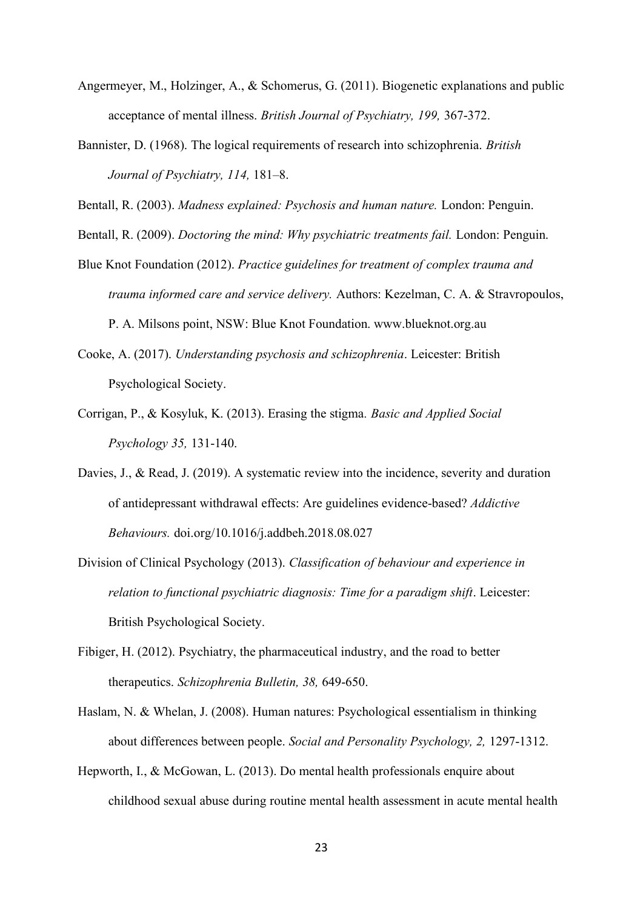Angermeyer, M., Holzinger, A., & Schomerus, G. (2011). Biogenetic explanations and public acceptance of mental illness. *British Journal of Psychiatry, 199,* 367-372.

Bannister, D. (1968). The logical requirements of research into schizophrenia. *British Journal of Psychiatry, 114,* 181–8.

Bentall, R. (2003). *Madness explained: Psychosis and human nature.* London: Penguin.

Bentall, R. (2009). *Doctoring the mind: Why psychiatric treatments fail.* London: Penguin.

Blue Knot Foundation (2012). *Practice guidelines for treatment of complex trauma and trauma informed care and service delivery.* Authors: Kezelman, C. A. & Stravropoulos, P. A. Milsons point, NSW: Blue Knot Foundation. www.blueknot.org.au

Cooke, A. (2017). *Understanding psychosis and schizophrenia*. Leicester: British Psychological Society.

Corrigan, P., & Kosyluk, K. (2013). Erasing the stigma. *Basic and Applied Social Psychology 35,* 131-140.

Davies, J., & Read, J. (2019). A systematic review into the incidence, severity and duration of antidepressant withdrawal effects: Are guidelines evidence-based? *Addictive Behaviours.* doi.org/10.1016/j.addbeh.2018.08.027

Division of Clinical Psychology (2013). *Classification of behaviour and experience in relation to functional psychiatric diagnosis: Time for a paradigm shift*. Leicester: British Psychological Society.

Fibiger, H. (2012). Psychiatry, the pharmaceutical industry, and the road to better therapeutics. *Schizophrenia Bulletin, 38,* 649-650.

Haslam, N. & Whelan, J. (2008). Human natures: Psychological essentialism in thinking about differences between people. *Social and Personality Psychology, 2,* 1297-1312.

Hepworth, I., & McGowan, L. (2013). Do mental health professionals enquire about childhood sexual abuse during routine mental health assessment in acute mental health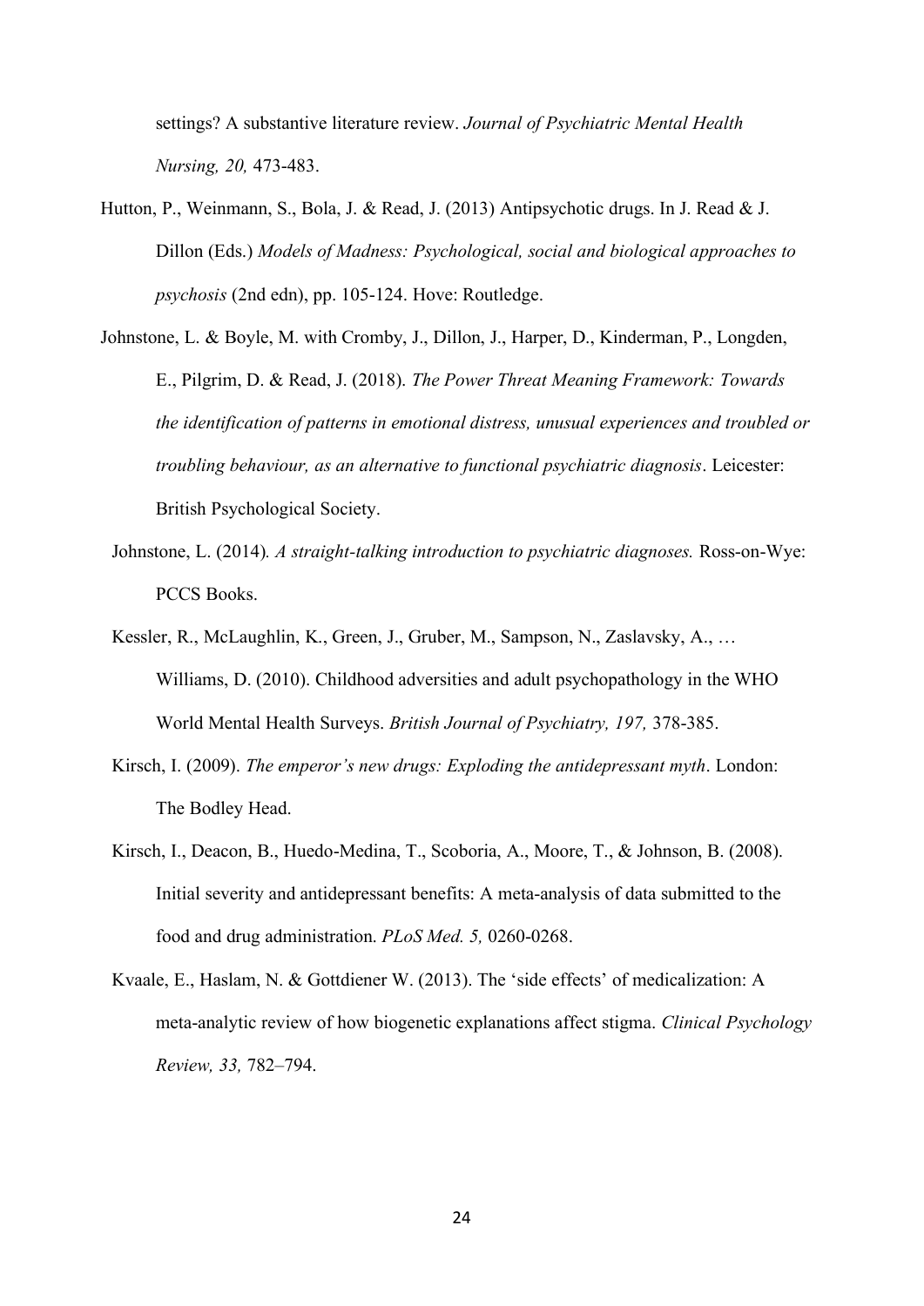settings? A substantive literature review. *Journal of Psychiatric Mental Health Nursing, 20,* 473-483.

Hutton, P., Weinmann, S., Bola, J. & Read, J. (2013) Antipsychotic drugs. In J. Read & J. Dillon (Eds.) *Models of Madness: Psychological, social and biological approaches to psychosis* (2nd edn), pp. 105-124. Hove: Routledge.

Johnstone, L. & Boyle, M. with Cromby, J., Dillon, J., Harper, D., Kinderman, P., Longden, E., Pilgrim, D. & Read, J. (2018). *The Power Threat Meaning Framework: Towards the identification of patterns in emotional distress, unusual experiences and troubled or troubling behaviour, as an alternative to functional psychiatric diagnosis*. Leicester: British Psychological Society.

Johnstone, L. (2014). *A straight-talking introduction to psychiatric diagnoses.* Ross-on-Wye: PCCS Books.

Kessler, R., McLaughlin, K., Green, J., Gruber, M., Sampson, N., Zaslavsky, A., … Williams, D. (2010). Childhood adversities and adult psychopathology in the WHO World Mental Health Surveys. *British Journal of Psychiatry, 197,* 378-385.

Kirsch, I. (2009). *The emperor's new drugs: Exploding the antidepressant myth*. London: The Bodley Head.

Kirsch, I., Deacon, B., Huedo-Medina, T., Scoboria, A., Moore, T., & Johnson, B. (2008). Initial severity and antidepressant benefits: A meta-analysis of data submitted to the food and drug administration. *PLoS Med. 5,* 0260-0268.

Kvaale, E., Haslam, N. & Gottdiener W. (2013). The 'side effects' of medicalization: A meta-analytic review of how biogenetic explanations affect stigma. *Clinical Psychology Review, 33,* 782–794.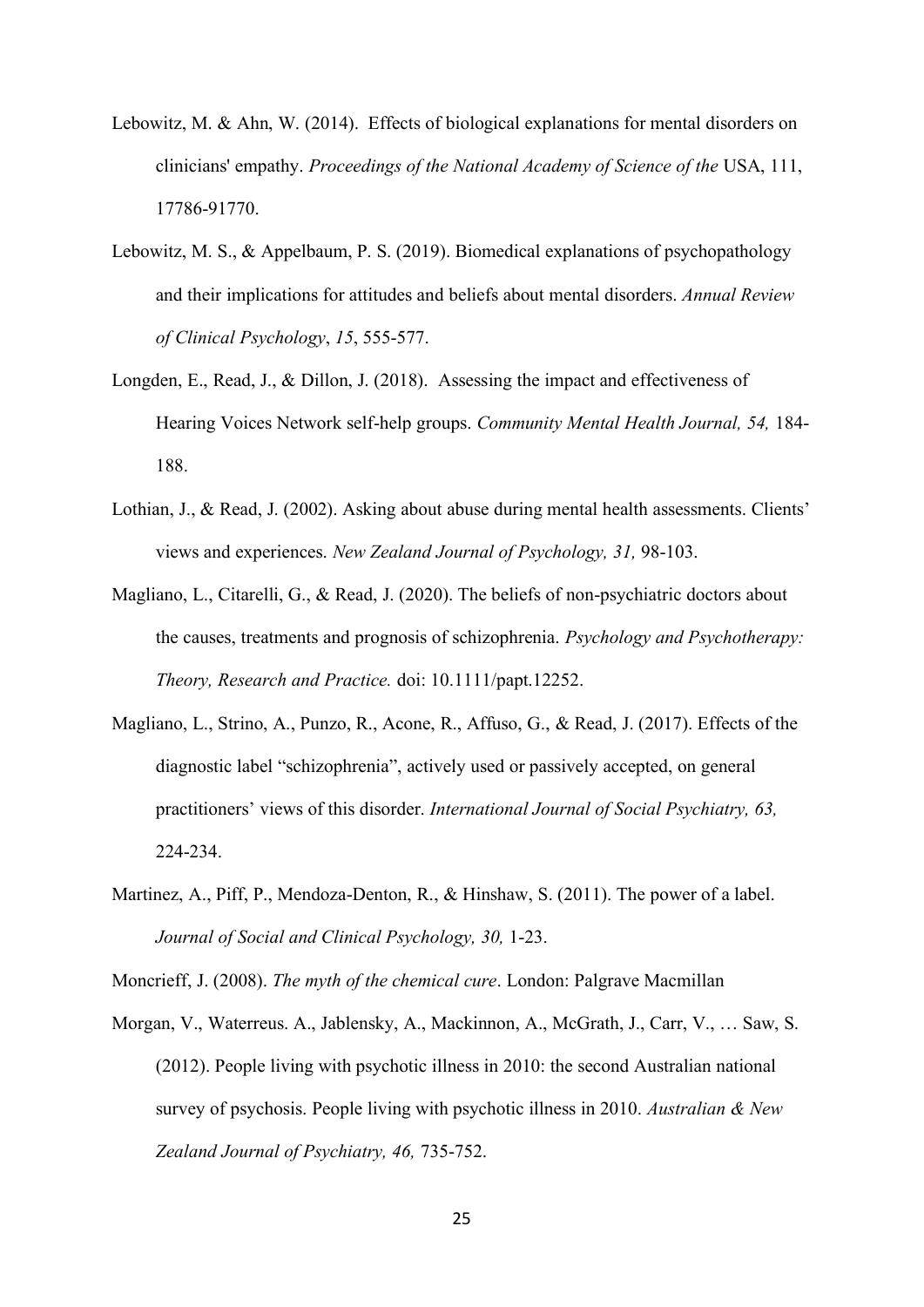Lebowitz, M. & Ahn, W. (2014). Effects of biological explanations for mental disorders on clinicians' empathy. *Proceedings of the National Academy of Science of the* USA, 111, 17786-91770.

Lebowitz, M. S., & Appelbaum, P. S. (2019). Biomedical explanations of psychopathology and their implications for attitudes and beliefs about mental disorders. *Annual Review of Clinical Psychology*, *15*, 555-577.

Longden, E., Read, J., & Dillon, J. (2018). Assessing the impact and effectiveness of Hearing Voices Network self-help groups. *Community Mental Health Journal, 54,* 184-188.

Lothian, J., & Read, J. (2002). Asking about abuse during mental health assessments. Clients' views and experiences. *New Zealand Journal of Psychology, 31,* 98-103.

Magliano, L., Citarelli, G., & Read, J. (2020). The beliefs of non-psychiatric doctors about the causes, treatments and prognosis of schizophrenia. *Psychology and Psychotherapy: Theory, Research and Practice.* doi: 10.1111/papt.12252.

Magliano, L., Strino, A., Punzo, R., Acone, R., Affuso, G., & Read, J. (2017). Effects of the diagnostic label "schizophrenia", actively used or passively accepted, on general practitioners' views of this disorder. *International Journal of Social Psychiatry, 63,* 224-234.

Martinez, A., Piff, P., Mendoza-Denton, R., & Hinshaw, S. (2011). The power of a label. *Journal of Social and Clinical Psychology, 30,* 1-23.

Moncrieff, J. (2008). *The myth of the chemical cure*. London: Palgrave Macmillan

Morgan, V., Waterreus. A., Jablensky, A., Mackinnon, A., McGrath, J., Carr, V., … Saw, S. (2012). People living with psychotic illness in 2010: the second Australian national survey of psychosis. People living with psychotic illness in 2010. *Australian & New Zealand Journal of Psychiatry, 46,* 735-752.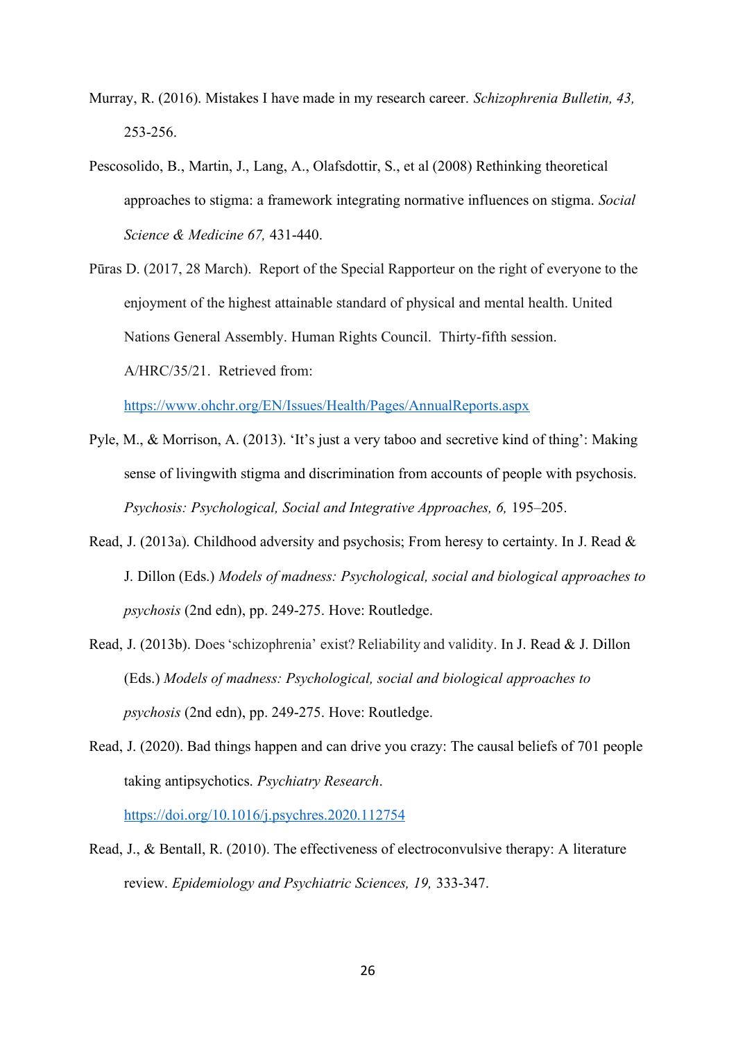Murray, R. (2016). Mistakes I have made in my research career. *Schizophrenia Bulletin, 43,* 253-256.

Pescosolido, B., Martin, J., Lang, A., Olafsdottir, S., et al (2008) Rethinking theoretical approaches to stigma: a framework integrating normative influences on stigma. *Social Science & Medicine 67,* 431-440.

Pūras D. (2017, 28 March). Report of the Special Rapporteur on the right of everyone to the enjoyment of the highest attainable standard of physical and mental health. United Nations General Assembly. Human Rights Council. Thirty-fifth session. A/HRC/35/21. Retrieved from: https://www.ohchr.org/EN/Issues/Health/Pages/AnnualReports.aspx

Pyle, M., & Morrison, A. (2013). 'It's just a very taboo and secretive kind of thing': Making sense of livingwith stigma and discrimination from accounts of people with psychosis. *Psychosis: Psychological, Social and Integrative Approaches, 6,* 195–205.

Read, J. (2013a). Childhood adversity and psychosis; From heresy to certainty. In J. Read & J. Dillon (Eds.) *Models of madness: Psychological, social and biological approaches to psychosis* (2nd edn), pp. 249-275. Hove: Routledge.

Read, J. (2013b). Does 'schizophrenia' exist? Reliability and validity. In J. Read & J. Dillon (Eds.) *Models of madness: Psychological, social and biological approaches to psychosis* (2nd edn), pp. 249-275. Hove: Routledge.

Read, J. (2020). Bad things happen and can drive you crazy: The causal beliefs of 701 people taking antipsychotics. *Psychiatry Research*. https://doi.org/10.1016/j.psychres.2020.112754

Read, J., & Bentall, R. (2010). The effectiveness of electroconvulsive therapy: A literature review. *Epidemiology and Psychiatric Sciences, 19,* 333-347.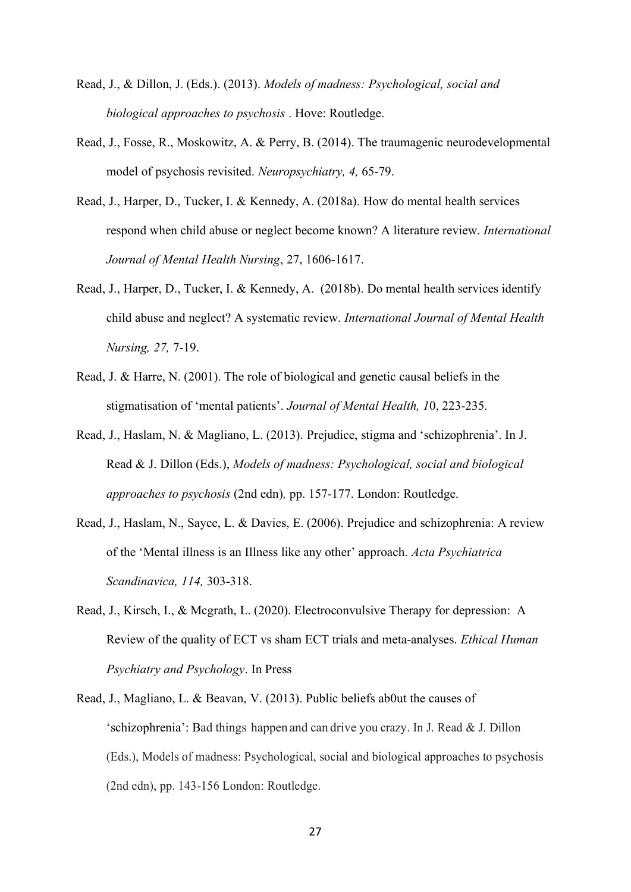Read, J., & Dillon, J. (Eds.). (2013). *Models of madness: Psychological, social and biological approaches to psychosis* . Hove: Routledge.

Read, J., Fosse, R., Moskowitz, A. & Perry, B. (2014). The traumagenic neurodevelopmental model of psychosis revisited. *Neuropsychiatry, 4,* 65-79.

Read, J., Harper, D., Tucker, I. & Kennedy, A. (2018a). How do mental health services respond when child abuse or neglect become known? A literature review. *International Journal of Mental Health Nursing*, 27, 1606-1617.

Read, J., Harper, D., Tucker, I. & Kennedy, A. (2018b). Do mental health services identify child abuse and neglect? A systematic review. *International Journal of Mental Health Nursing, 27,* 7-19.

Read, J. & Harre, N. (2001). The role of biological and genetic causal beliefs in the stigmatisation of 'mental patients'. *Journal of Mental Health, 1*0, 223-235.

Read, J., Haslam, N. & Magliano, L. (2013). Prejudice, stigma and 'schizophrenia'. In J. Read & J. Dillon (Eds.), *Models of madness: Psychological, social and biological approaches to psychosis* (2nd edn)*,* pp. 157-177. London: Routledge.

Read, J., Haslam, N., Sayce, L. & Davies, E. (2006). Prejudice and schizophrenia: A review of the 'Mental illness is an Illness like any other' approach. *Acta Psychiatrica Scandinavica, 114,* 303-318.

Read, J., Kirsch, I., & Mcgrath, L. (2020). Electroconvulsive Therapy for depression: A Review of the quality of ECT vs sham ECT trials and meta-analyses. *Ethical Human Psychiatry and Psychology*. In Press

Read, J., Magliano, L. & Beavan, V. (2013). Public beliefs ab0ut the causes of 'schizophrenia': Bad things happen and can drive you crazy. In J. Read & J. Dillon (Eds.), Models of madness: Psychological, social and biological approaches to psychosis (2nd edn), pp. 143-156 London: Routledge.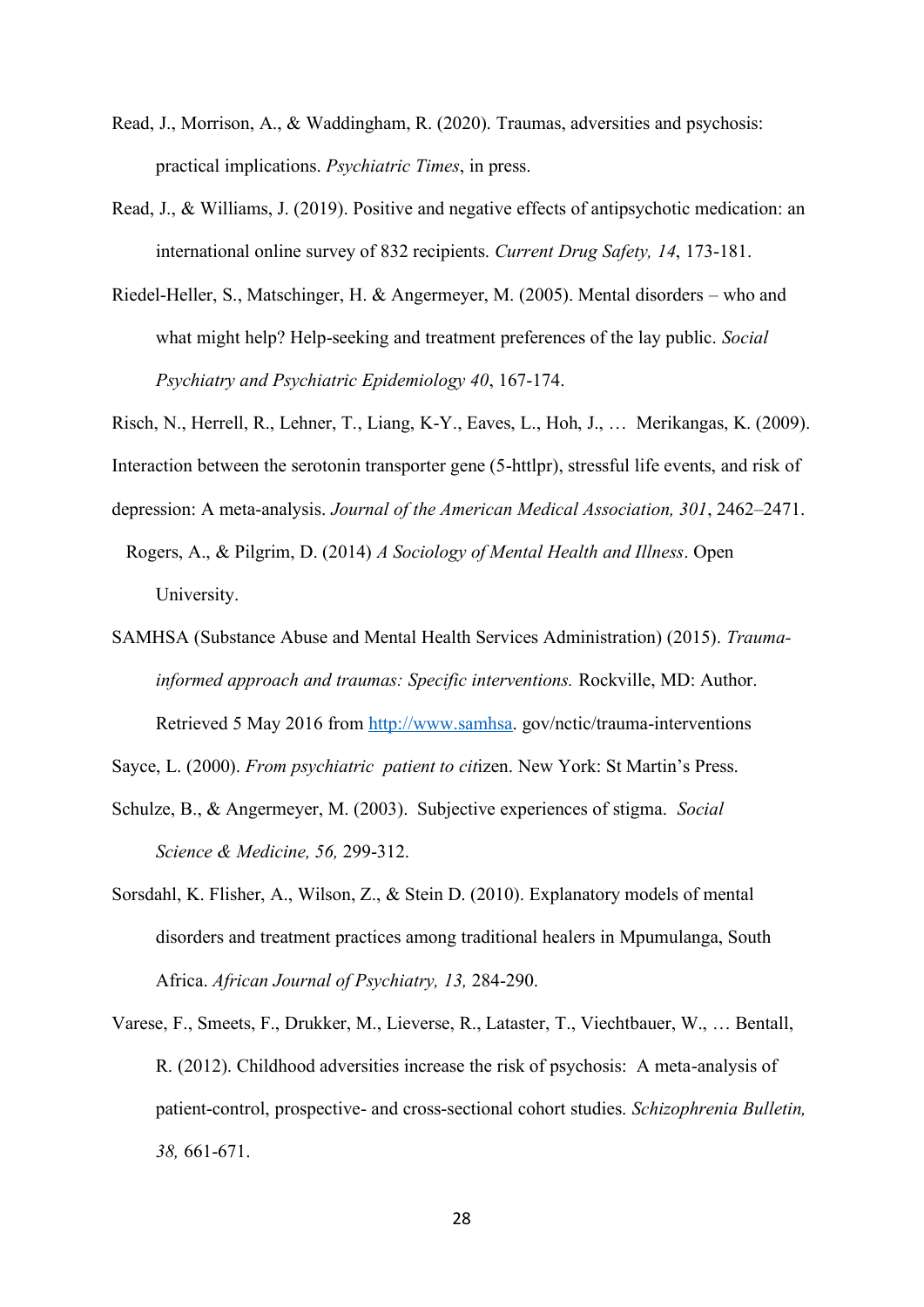Read, J., Morrison, A., & Waddingham, R. (2020). Traumas, adversities and psychosis: practical implications. *Psychiatric Times*, in press.

Read, J., & Williams, J. (2019). Positive and negative effects of antipsychotic medication: an international online survey of 832 recipients. *Current Drug Safety, 14*, 173-181.

Riedel-Heller, S., Matschinger, H. & Angermeyer, M. (2005). Mental disorders – who and what might help? Help-seeking and treatment preferences of the lay public. *Social Psychiatry and Psychiatric Epidemiology 40*, 167-174.

Risch, N., Herrell, R., Lehner, T., Liang, K-Y., Eaves, L., Hoh, J., … Merikangas, K. (2009). Interaction between the serotonin transporter gene (5-httlpr), stressful life events, and risk of depression: A meta-analysis. *Journal of the American Medical Association, 301*, 2462–2471.

Rogers, A., & Pilgrim, D. (2014) *A Sociology of Mental Health and Illness*. Open University.

SAMHSA (Substance Abuse and Mental Health Services Administration) (2015). *Trauma-informed approach and traumas: Specific interventions.* Rockville, MD: Author. Retrieved 5 May 2016 from http://www.samhsa. gov/nctic/trauma-interventions

Sayce, L. (2000). *From psychiatric patient to cit*izen. New York: St Martin's Press.

Schulze, B., & Angermeyer, M. (2003). Subjective experiences of stigma. *Social Science & Medicine, 56,* 299-312.

Sorsdahl, K. Flisher, A., Wilson, Z., & Stein D. (2010). Explanatory models of mental disorders and treatment practices among traditional healers in Mpumulanga, South Africa. *African Journal of Psychiatry, 13,* 284-290.

Varese, F., Smeets, F., Drukker, M., Lieverse, R., Lataster, T., Viechtbauer, W., … Bentall, R. (2012). Childhood adversities increase the risk of psychosis: A meta-analysis of patient-control, prospective- and cross-sectional cohort studies. *Schizophrenia Bulletin, 38,* 661-671.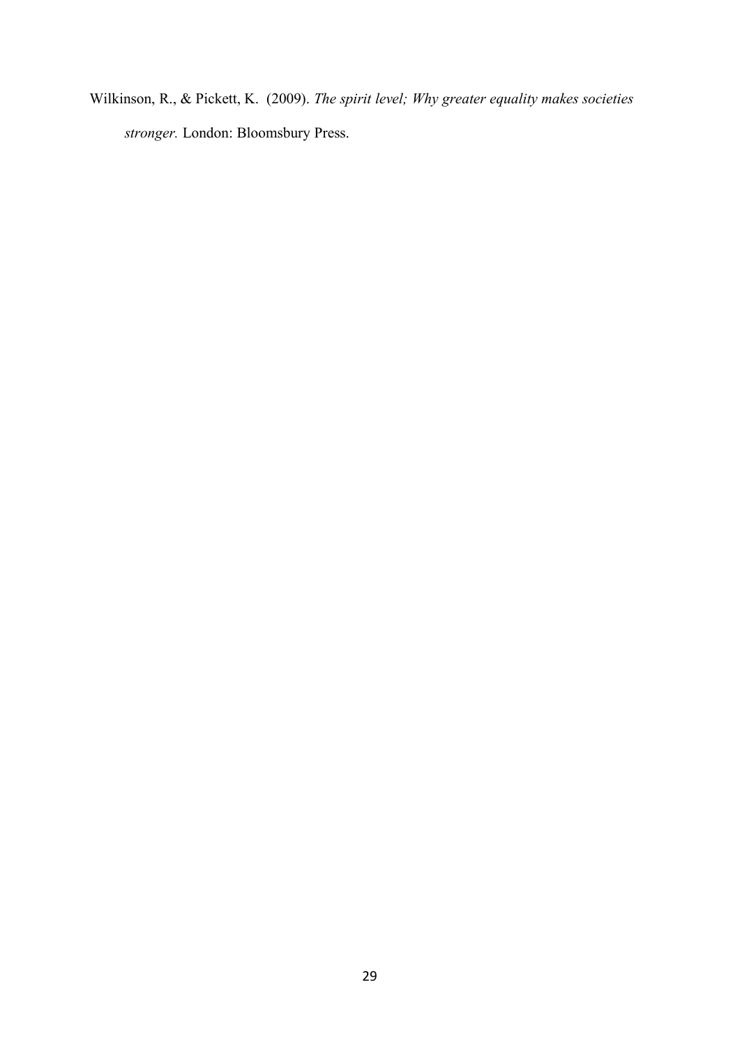Wilkinson, R., & Pickett, K. (2009). *The spirit level; Why greater equality makes societies stronger.* London: Bloomsbury Press.